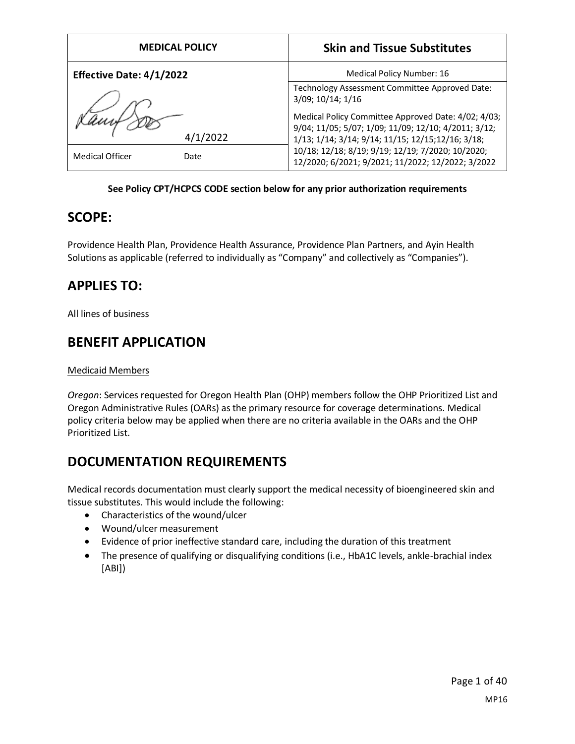| MEDICAL POLICY | Skin and Tissue Substitutes |
|---|---|
| **Effective Date: 4/1/2022** | Medical Policy Number: 16 |
| 4/1/2022 | Technology Assessment Committee Approved Date: 3/09; 10/14; 1/16 |
| Medical Officer Date | Medical Policy Committee Approved Date: 4/02; 4/03; 9/04; 11/05; 5/07; 1/09; 11/09; 12/10; 4/2011; 3/12; 1/13; 1/14; 3/14; 9/14; 11/15; 12/15;12/16; 3/18; 10/18; 12/18; 8/19; 9/19; 12/19; 7/2020; 10/2020; 12/2020; 6/2021; 9/2021; 11/2022; 12/2022; 3/2022 |

**See Policy CPT/HCPCS CODE section below for any prior authorization requirements**

## SCOPE:

Providence Health Plan, Providence Health Assurance, Providence Plan Partners, and Ayin Health Solutions as applicable (referred to individually as "Company" and collectively as "Companies").

## APPLIES TO:

All lines of business

## BENEFIT APPLICATION

Medicaid Members

*Oregon*: Services requested for Oregon Health Plan (OHP) members follow the OHP Prioritized List and Oregon Administrative Rules (OARs) as the primary resource for coverage determinations. Medical policy criteria below may be applied when there are no criteria available in the OARs and the OHP Prioritized List.

## DOCUMENTATION REQUIREMENTS

Medical records documentation must clearly support the medical necessity of bioengineered skin and tissue substitutes. This would include the following:

- Characteristics of the wound/ulcer
- Wound/ulcer measurement
- Evidence of prior ineffective standard care, including the duration of this treatment
- The presence of qualifying or disqualifying conditions (i.e., HbA1C levels, ankle-brachial index [ABI])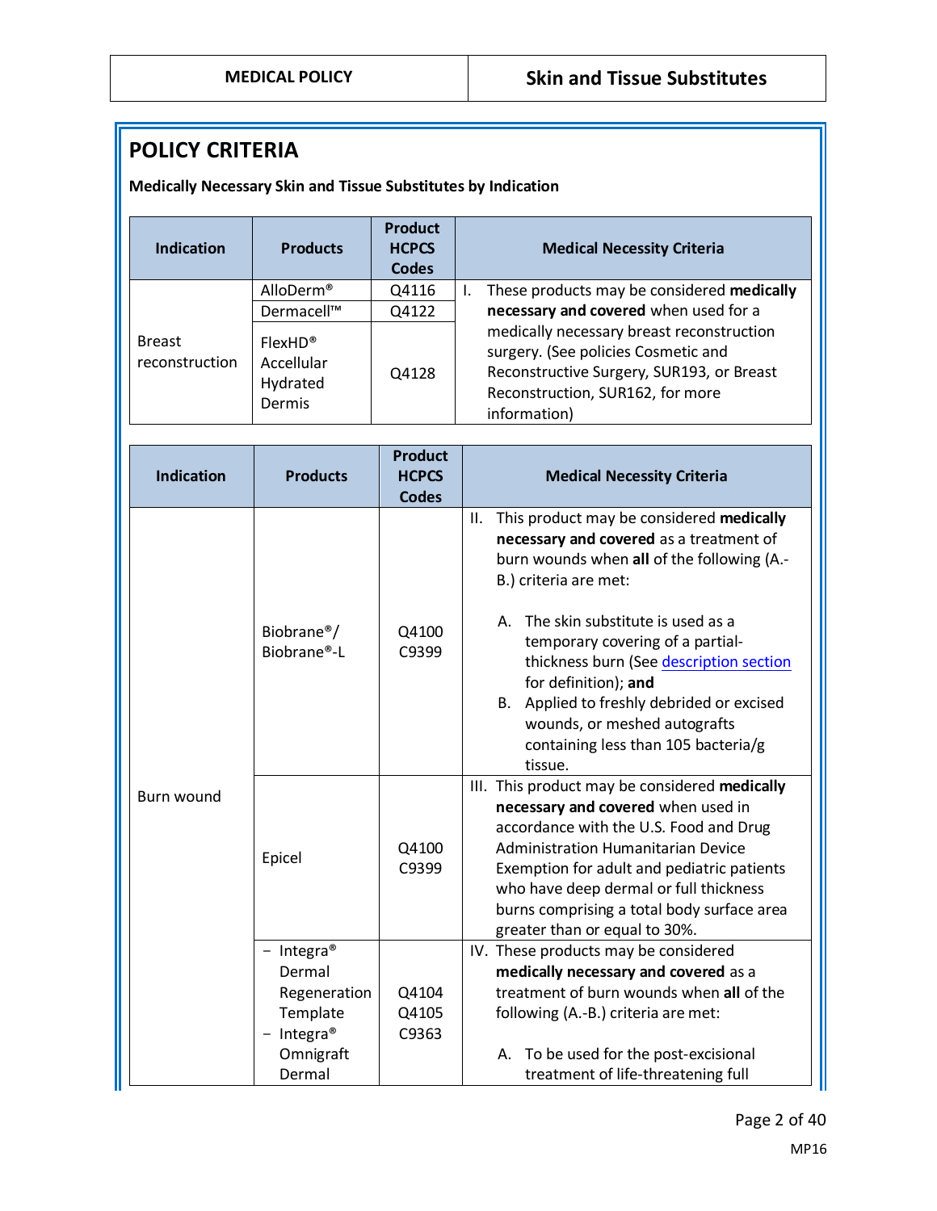## POLICY CRITERIA

**Medically Necessary Skin and Tissue Substitutes by Indication**

| Indication | Products | Product HCPCS Codes | Medical Necessity Criteria |
|---|---|---|---|
| Breast reconstruction | AlloDerm® | Q4116 | I. These products may be considered **medically necessary and covered** when used for a medically necessary breast reconstruction surgery. (See policies Cosmetic and Reconstructive Surgery, SUR193, or Breast Reconstruction, SUR162, for more information) |
| | Dermacell™ | Q4122 | |
| | FlexHD® Accellular Hydrated Dermis | Q4128 | |

| Indication | Products | Product HCPCS Codes | Medical Necessity Criteria |
|---|---|---|---|
| Burn wound | Biobrane®/ Biobrane®-L | Q4100 C9399 | II. This product may be considered **medically necessary and covered** as a treatment of burn wounds when **all** of the following (A.-B.) criteria are met:<br><br>A. The skin substitute is used as a temporary covering of a partial-thickness burn (See description section for definition); **and**<br>B. Applied to freshly debrided or excised wounds, or meshed autografts containing less than 105 bacteria/g tissue. |
| | Epicel | Q4100 C9399 | III. This product may be considered **medically necessary and covered** when used in accordance with the U.S. Food and Drug Administration Humanitarian Device Exemption for adult and pediatric patients who have deep dermal or full thickness burns comprising a total body surface area greater than or equal to 30%. |
| | − Integra® Dermal Regeneration Template<br>− Integra® Omnigraft Dermal | Q4104 Q4105 C9363 | IV. These products may be considered **medically necessary and covered** as a treatment of burn wounds when **all** of the following (A.-B.) criteria are met:<br><br>A. To be used for the post-excisional treatment of life-threatening full |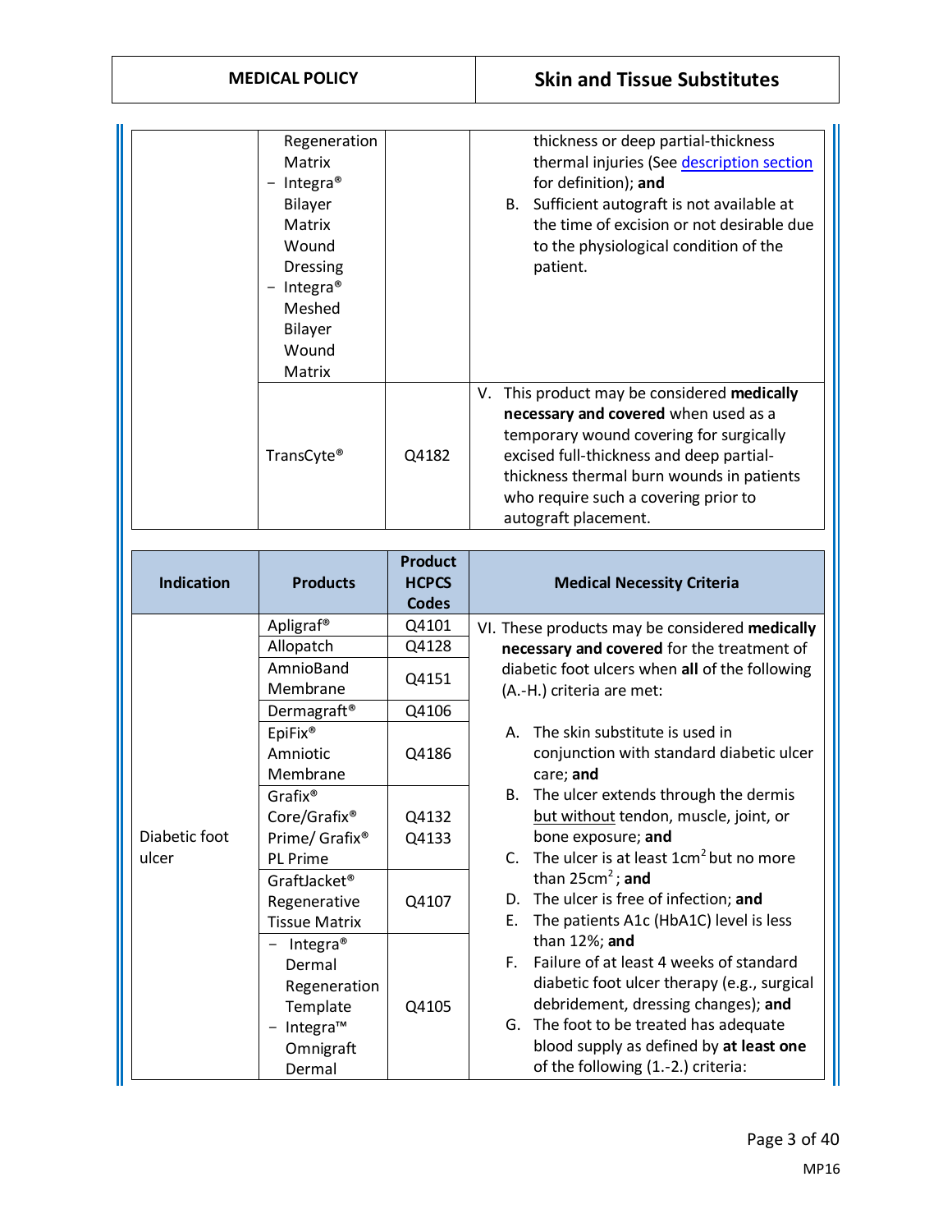| | | | |
|---|---|---|---|
| | Regeneration Matrix<br>– Integra® Bilayer Matrix Wound Dressing<br>– Integra® Meshed Bilayer Wound Matrix | | thickness or deep partial-thickness thermal injuries (See description section for definition); **and**<br>B. Sufficient autograft is not available at the time of excision or not desirable due to the physiological condition of the patient. |
| | TransCyte® | Q4182 | V. This product may be considered **medically necessary and covered** when used as a temporary wound covering for surgically excised full-thickness and deep partial-thickness thermal burn wounds in patients who require such a covering prior to autograft placement. |

| Indication | Products | Product HCPCS Codes | Medical Necessity Criteria |
|---|---|---|---|
| Diabetic foot ulcer | Apligraf® | Q4101 | VI. These products may be considered **medically necessary and covered** for the treatment of diabetic foot ulcers when **all** of the following (A.-H.) criteria are met:<br><br>A. The skin substitute is used in conjunction with standard diabetic ulcer care; **and**<br>B. The ulcer extends through the dermis but without tendon, muscle, joint, or bone exposure; **and**<br>C. The ulcer is at least $1cm^2$ but no more than $25cm^2$; **and**<br>D. The ulcer is free of infection; **and**<br>E. The patients A1c (HbA1C) level is less than 12%; **and**<br>F. Failure of at least 4 weeks of standard diabetic foot ulcer therapy (e.g., surgical debridement, dressing changes); **and**<br>G. The foot to be treated has adequate blood supply as defined by **at least one** of the following (1.-2.) criteria: |
| | Allopatch | Q4128 | |
| | AmnioBand Membrane | Q4151 | |
| | Dermagraft® | Q4106 | |
| | EpiFix® Amniotic Membrane | Q4186 | |
| | Grafix® Core/Grafix® Prime/ Grafix® PL Prime | Q4132<br>Q4133 | |
| | GraftJacket® Regenerative Tissue Matrix | Q4107 | |
| | – Integra® Dermal Regeneration Template<br>– Integra™ Omnigraft Dermal | Q4105 | |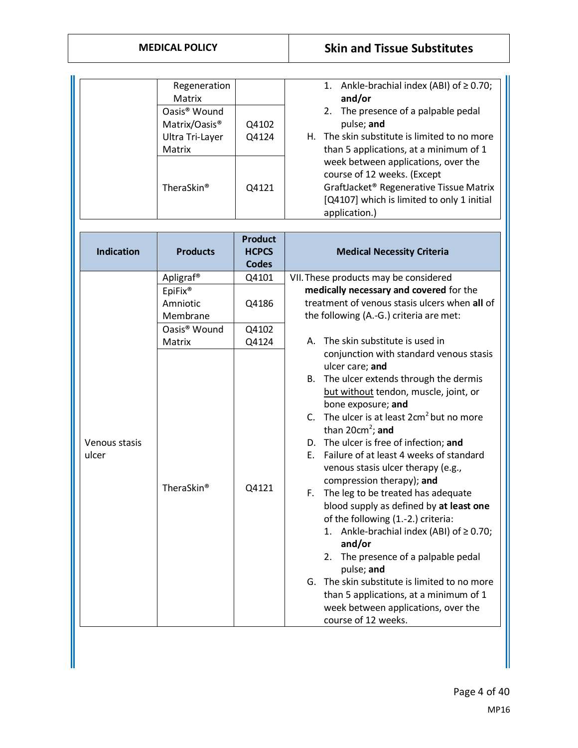| | | | |
|---|---|---|---|
| | Regeneration Matrix | | 1. Ankle-brachial index (ABI) of ≥ 0.70; **and/or**<br>2. The presence of a palpable pedal pulse; **and**<br>H. The skin substitute is limited to no more than 5 applications, at a minimum of 1 week between applications, over the course of 12 weeks. (Except GraftJacket® Regenerative Tissue Matrix [Q4107] which is limited to only 1 initial application.) |
| | Oasis® Wound Matrix/Oasis® Ultra Tri-Layer Matrix | Q4102<br>Q4124 | |
| | TheraSkin® | Q4121 | |

| Indication | Products | Product HCPCS Codes | Medical Necessity Criteria |
|---|---|---|---|
| Venous stasis ulcer | Apligraf® | Q4101 | VII. These products may be considered **medically necessary and covered** for the treatment of venous stasis ulcers when **all** of the following (A.-G.) criteria are met:<br><br>A. The skin substitute is used in conjunction with standard venous stasis ulcer care; **and**<br>B. The ulcer extends through the dermis <u>but without</u> tendon, muscle, joint, or bone exposure; **and**<br>C. The ulcer is at least $2cm^2$ but no more than $20cm^2$; **and**<br>D. The ulcer is free of infection; **and**<br>E. Failure of at least 4 weeks of standard venous stasis ulcer therapy (e.g., compression therapy); **and**<br>F. The leg to be treated has adequate blood supply as defined by **at least one** of the following (1.-2.) criteria:<br>1. Ankle-brachial index (ABI) of ≥ 0.70; **and/or**<br>2. The presence of a palpable pedal pulse; **and**<br>G. The skin substitute is limited to no more than 5 applications, at a minimum of 1 week between applications, over the course of 12 weeks. |
| | EpiFix® Amniotic Membrane | Q4186 | |
| | Oasis® Wound Matrix | Q4102<br>Q4124 | |
| | TheraSkin® | Q4121 | |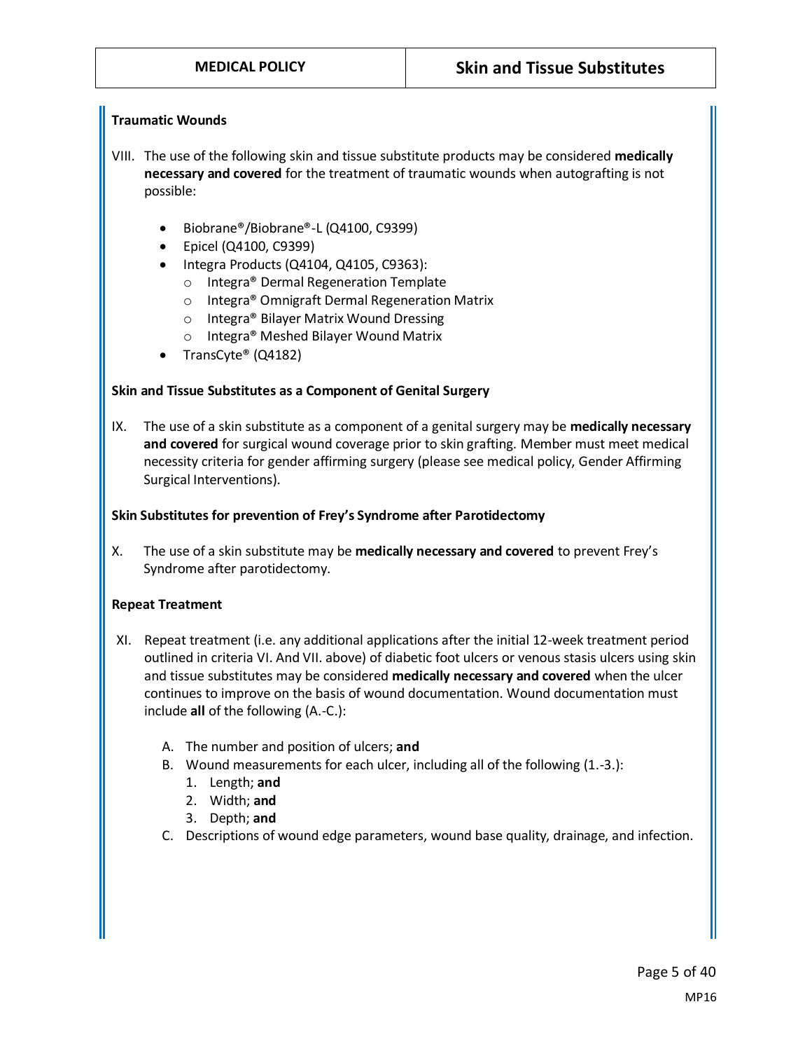**Traumatic Wounds**

VIII. The use of the following skin and tissue substitute products may be considered **medically necessary and covered** for the treatment of traumatic wounds when autografting is not possible:

- Biobrane®/Biobrane®-L (Q4100, C9399)
- Epicel (Q4100, C9399)
- Integra Products (Q4104, Q4105, C9363):
  - Integra® Dermal Regeneration Template
  - Integra® Omnigraft Dermal Regeneration Matrix
  - Integra® Bilayer Matrix Wound Dressing
  - Integra® Meshed Bilayer Wound Matrix
- TransCyte® (Q4182)

**Skin and Tissue Substitutes as a Component of Genital Surgery**

IX. The use of a skin substitute as a component of a genital surgery may be **medically necessary and covered** for surgical wound coverage prior to skin grafting. Member must meet medical necessity criteria for gender affirming surgery (please see medical policy, Gender Affirming Surgical Interventions).

**Skin Substitutes for prevention of Frey's Syndrome after Parotidectomy**

X. The use of a skin substitute may be **medically necessary and covered** to prevent Frey's Syndrome after parotidectomy.

**Repeat Treatment**

XI. Repeat treatment (i.e. any additional applications after the initial 12-week treatment period outlined in criteria VI. And VII. above) of diabetic foot ulcers or venous stasis ulcers using skin and tissue substitutes may be considered **medically necessary and covered** when the ulcer continues to improve on the basis of wound documentation. Wound documentation must include **all** of the following (A.-C.):

A. The number and position of ulcers; **and**

B. Wound measurements for each ulcer, including all of the following (1.-3.):
   1. Length; **and**
   2. Width; **and**
   3. Depth; **and**

C. Descriptions of wound edge parameters, wound base quality, drainage, and infection.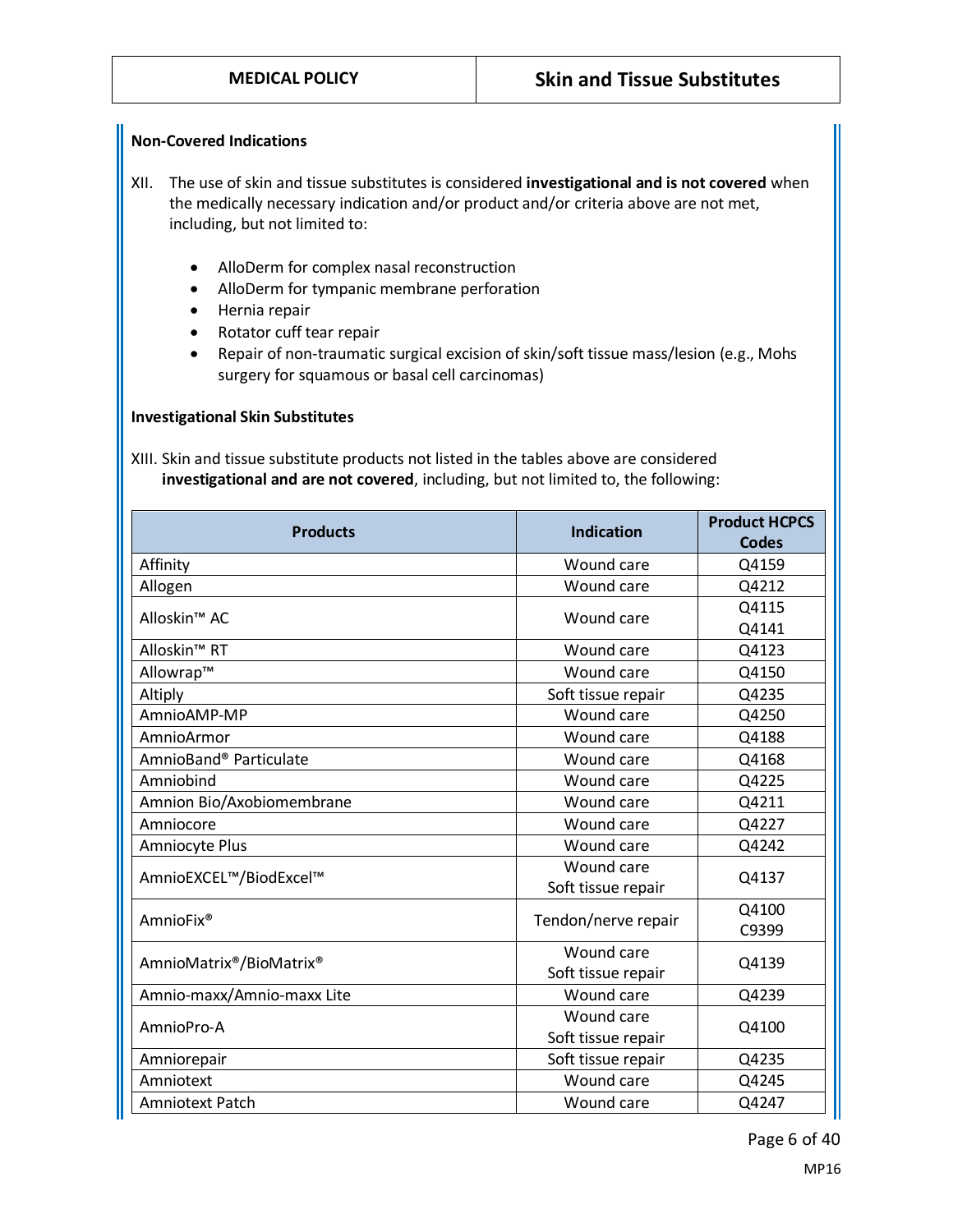**Non-Covered Indications**

XII. The use of skin and tissue substitutes is considered **investigational and is not covered** when the medically necessary indication and/or product and/or criteria above are not met, including, but not limited to:

- AlloDerm for complex nasal reconstruction
- AlloDerm for tympanic membrane perforation
- Hernia repair
- Rotator cuff tear repair
- Repair of non-traumatic surgical excision of skin/soft tissue mass/lesion (e.g., Mohs surgery for squamous or basal cell carcinomas)

**Investigational Skin Substitutes**

XIII. Skin and tissue substitute products not listed in the tables above are considered **investigational and are not covered**, including, but not limited to, the following:

| Products | Indication | Product HCPCS Codes |
|---|---|---|
| Affinity | Wound care | Q4159 |
| Allogen | Wound care | Q4212 |
| Alloskin™ AC | Wound care | Q4115<br>Q4141 |
| Alloskin™ RT | Wound care | Q4123 |
| Allowrap™ | Wound care | Q4150 |
| Altiply | Soft tissue repair | Q4235 |
| AmnioAMP-MP | Wound care | Q4250 |
| AmnioArmor | Wound care | Q4188 |
| AmnioBand® Particulate | Wound care | Q4168 |
| Amniobind | Wound care | Q4225 |
| Amnion Bio/Axobiomembrane | Wound care | Q4211 |
| Amniocore | Wound care | Q4227 |
| Amniocyte Plus | Wound care | Q4242 |
| AmnioEXCEL™/BiodExcel™ | Wound care<br>Soft tissue repair | Q4137 |
| AmnioFix® | Tendon/nerve repair | Q4100<br>C9399 |
| AmnioMatrix®/BioMatrix® | Wound care<br>Soft tissue repair | Q4139 |
| Amnio-maxx/Amnio-maxx Lite | Wound care | Q4239 |
| AmnioPro-A | Wound care<br>Soft tissue repair | Q4100 |
| Amniorepair | Soft tissue repair | Q4235 |
| Amniotext | Wound care | Q4245 |
| Amniotext Patch | Wound care | Q4247 |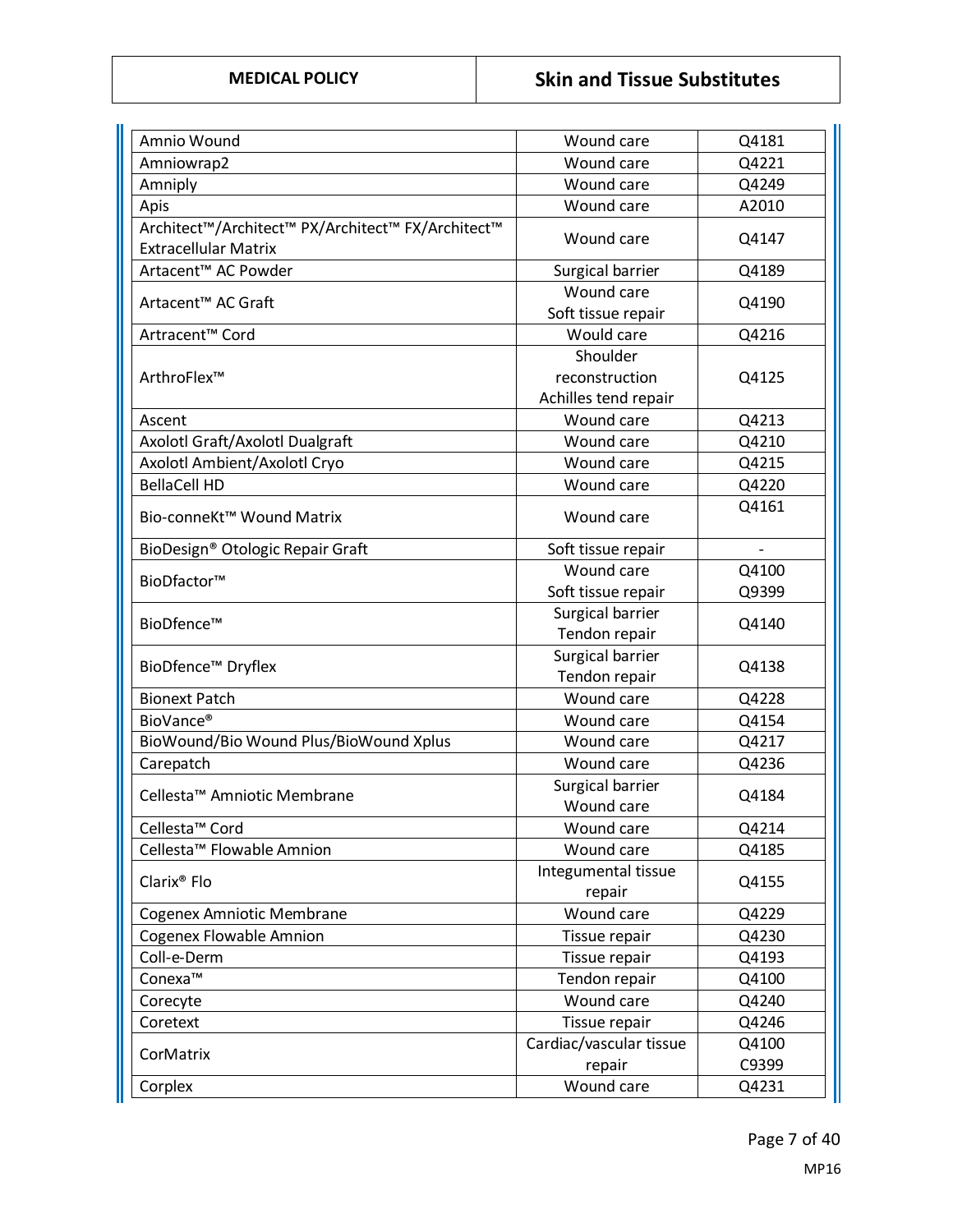| | | |
|---|---|---|
| Amnio Wound | Wound care | Q4181 |
| Amniowrap2 | Wound care | Q4221 |
| Amniply | Wound care | Q4249 |
| Apis | Wound care | A2010 |
| Architect™/Architect™ PX/Architect™ FX/Architect™ Extracellular Matrix | Wound care | Q4147 |
| Artacent™ AC Powder | Surgical barrier | Q4189 |
| Artacent™ AC Graft | Wound care<br>Soft tissue repair | Q4190 |
| Artracent™ Cord | Would care | Q4216 |
| ArthroFlex™ | Shoulder reconstruction<br>Achilles tend repair | Q4125 |
| Ascent | Wound care | Q4213 |
| Axolotl Graft/Axolotl Dualgraft | Wound care | Q4210 |
| Axolotl Ambient/Axolotl Cryo | Wound care | Q4215 |
| BellaCell HD | Wound care | Q4220 |
| Bio-conneKt™ Wound Matrix | Wound care | Q4161 |
| BioDesign® Otologic Repair Graft | Soft tissue repair | - |
| BioDfactor™ | Wound care<br>Soft tissue repair | Q4100<br>Q9399 |
| BioDfence™ | Surgical barrier<br>Tendon repair | Q4140 |
| BioDfence™ Dryflex | Surgical barrier<br>Tendon repair | Q4138 |
| Bionext Patch | Wound care | Q4228 |
| BioVance® | Wound care | Q4154 |
| BioWound/Bio Wound Plus/BioWound Xplus | Wound care | Q4217 |
| Carepatch | Wound care | Q4236 |
| Cellesta™ Amniotic Membrane | Surgical barrier<br>Wound care | Q4184 |
| Cellesta™ Cord | Wound care | Q4214 |
| Cellesta™ Flowable Amnion | Wound care | Q4185 |
| Clarix® Flo | Integumental tissue repair | Q4155 |
| Cogenex Amniotic Membrane | Wound care | Q4229 |
| Cogenex Flowable Amnion | Tissue repair | Q4230 |
| Coll-e-Derm | Tissue repair | Q4193 |
| Conexa™ | Tendon repair | Q4100 |
| Corecyte | Wound care | Q4240 |
| Coretext | Tissue repair | Q4246 |
| CorMatrix | Cardiac/vascular tissue repair | Q4100<br>C9399 |
| Corplex | Wound care | Q4231 |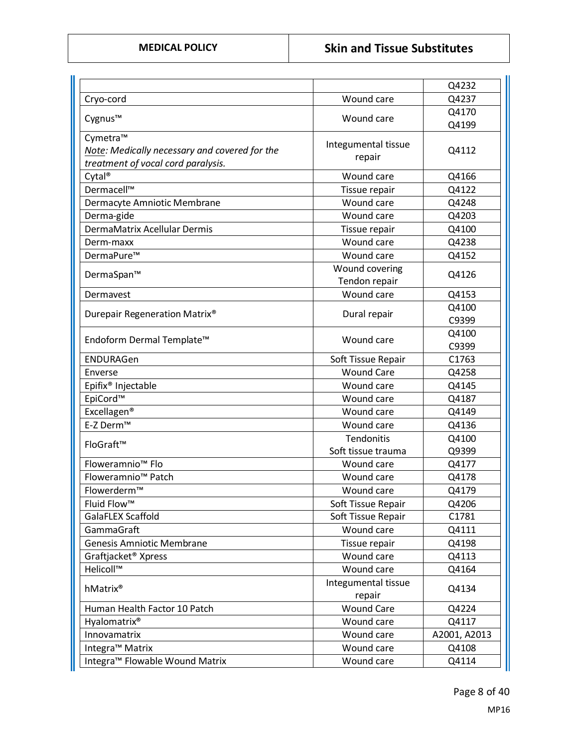| | | |
|---|---|---|
| | | Q4232 |
| Cryo-cord | Wound care | Q4237 |
| Cygnus™ | Wound care | Q4170<br>Q4199 |
| Cymetra™<br>*Note: Medically necessary and covered for the treatment of vocal cord paralysis.* | Integumental tissue repair | Q4112 |
| Cytal® | Wound care | Q4166 |
| Dermacell™ | Tissue repair | Q4122 |
| Dermacyte Amniotic Membrane | Wound care | Q4248 |
| Derma-gide | Wound care | Q4203 |
| DermaMatrix Acellular Dermis | Tissue repair | Q4100 |
| Derm-maxx | Wound care | Q4238 |
| DermaPure™ | Wound care | Q4152 |
| DermaSpan™ | Wound covering<br>Tendon repair | Q4126 |
| Dermavest | Wound care | Q4153 |
| Durepair Regeneration Matrix® | Dural repair | Q4100<br>C9399 |
| Endoform Dermal Template™ | Wound care | Q4100<br>C9399 |
| ENDURAGen | Soft Tissue Repair | C1763 |
| Enverse | Wound Care | Q4258 |
| Epifix® Injectable | Wound care | Q4145 |
| EpiCord™ | Wound care | Q4187 |
| Excellagen® | Wound care | Q4149 |
| E-Z Derm™ | Wound care | Q4136 |
| FloGraft™ | Tendonitis<br>Soft tissue trauma | Q4100<br>Q9399 |
| Floweramnio™ Flo | Wound care | Q4177 |
| Floweramnio™ Patch | Wound care | Q4178 |
| Flowerderm™ | Wound care | Q4179 |
| Fluid Flow™ | Soft Tissue Repair | Q4206 |
| GalaFLEX Scaffold | Soft Tissue Repair | C1781 |
| GammaGraft | Wound care | Q4111 |
| Genesis Amniotic Membrane | Tissue repair | Q4198 |
| Graftjacket® Xpress | Wound care | Q4113 |
| Helicoll™ | Wound care | Q4164 |
| hMatrix® | Integumental tissue repair | Q4134 |
| Human Health Factor 10 Patch | Wound Care | Q4224 |
| Hyalomatrix® | Wound care | Q4117 |
| Innovamatrix | Wound care | A2001, A2013 |
| Integra™ Matrix | Wound care | Q4108 |
| Integra™ Flowable Wound Matrix | Wound care | Q4114 |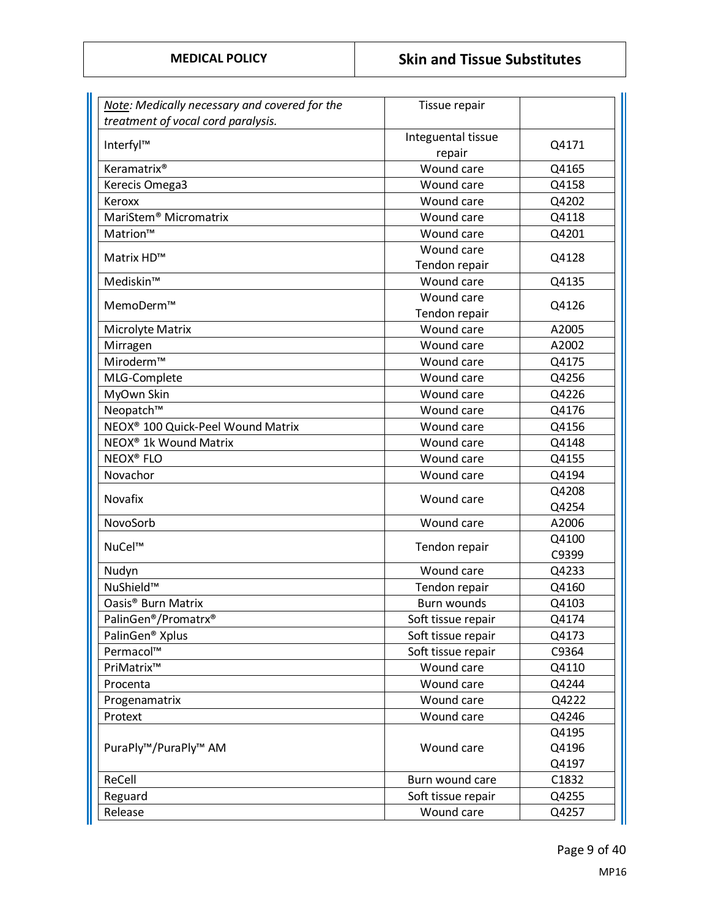| | | |
|---|---|---|
| *Note: Medically necessary and covered for the treatment of vocal cord paralysis.* | Tissue repair | |
| Interfyl™ | Integuental tissue repair | Q4171 |
| Keramatrix® | Wound care | Q4165 |
| Kerecis Omega3 | Wound care | Q4158 |
| Keroxx | Wound care | Q4202 |
| MariStem® Micromatrix | Wound care | Q4118 |
| Matrion™ | Wound care | Q4201 |
| Matrix HD™ | Wound care<br>Tendon repair | Q4128 |
| Mediskin™ | Wound care | Q4135 |
| MemoDerm™ | Wound care<br>Tendon repair | Q4126 |
| Microlyte Matrix | Wound care | A2005 |
| Mirragen | Wound care | A2002 |
| Miroderm™ | Wound care | Q4175 |
| MLG-Complete | Wound care | Q4256 |
| MyOwn Skin | Wound care | Q4226 |
| Neopatch™ | Wound care | Q4176 |
| NEOX® 100 Quick-Peel Wound Matrix | Wound care | Q4156 |
| NEOX® 1k Wound Matrix | Wound care | Q4148 |
| NEOX® FLO | Wound care | Q4155 |
| Novachor | Wound care | Q4194 |
| Novafix | Wound care | Q4208<br>Q4254 |
| NovoSorb | Wound care | A2006 |
| NuCel™ | Tendon repair | Q4100<br>C9399 |
| Nudyn | Wound care | Q4233 |
| NuShield™ | Tendon repair | Q4160 |
| Oasis® Burn Matrix | Burn wounds | Q4103 |
| PalinGen®/Promatrx® | Soft tissue repair | Q4174 |
| PalinGen® Xplus | Soft tissue repair | Q4173 |
| Permacol™ | Soft tissue repair | C9364 |
| PriMatrix™ | Wound care | Q4110 |
| Procenta | Wound care | Q4244 |
| Progenamatrix | Wound care | Q4222 |
| Protext | Wound care | Q4246 |
| PuraPly™/PuraPly™ AM | Wound care | Q4195<br>Q4196<br>Q4197 |
| ReCell | Burn wound care | C1832 |
| Reguard | Soft tissue repair | Q4255 |
| Release | Wound care | Q4257 |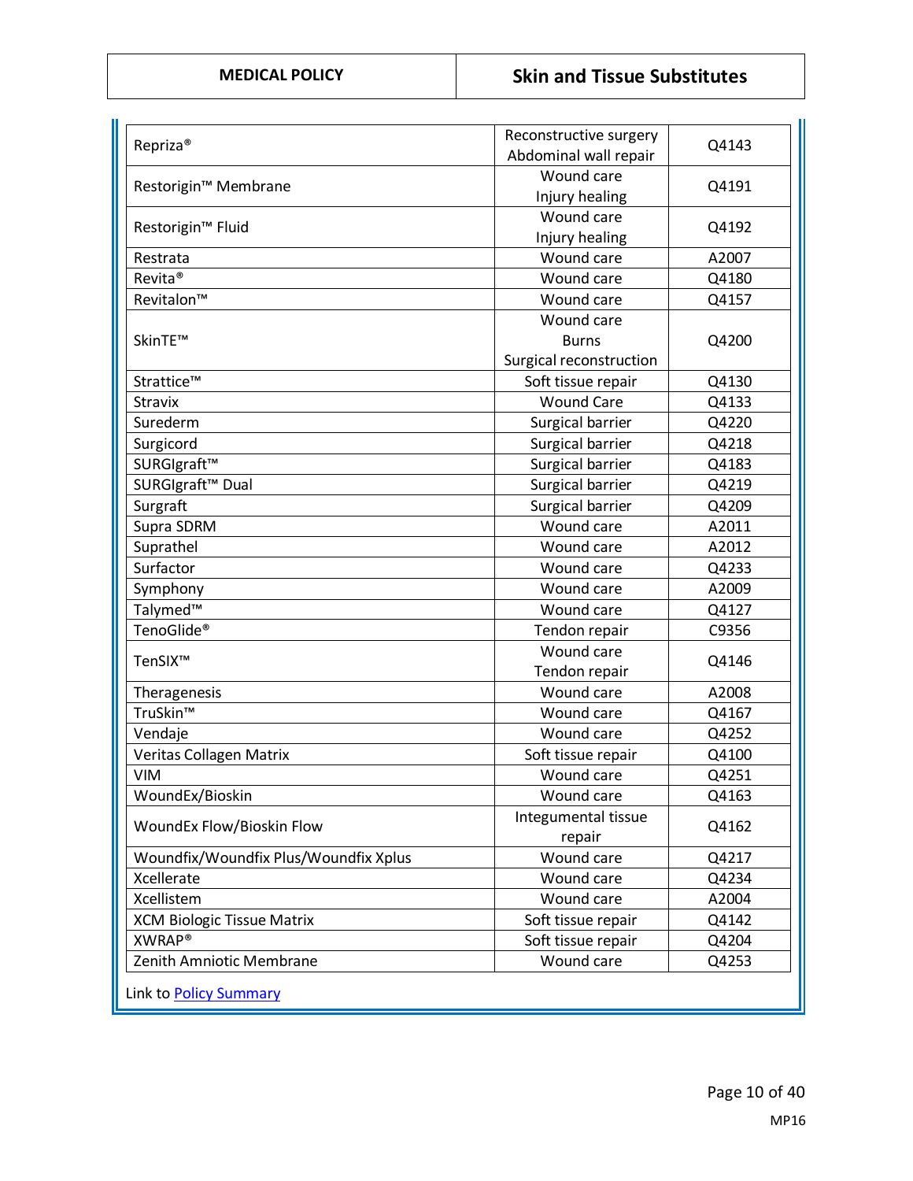| | | |
|---|---|---|
| Repriza® | Reconstructive surgery<br>Abdominal wall repair | Q4143 |
| Restorigin™ Membrane | Wound care<br>Injury healing | Q4191 |
| Restorigin™ Fluid | Wound care<br>Injury healing | Q4192 |
| Restrata | Wound care | A2007 |
| Revita® | Wound care | Q4180 |
| Revitalon™ | Wound care | Q4157 |
| SkinTE™ | Wound care<br>Burns<br>Surgical reconstruction | Q4200 |
| Strattice™ | Soft tissue repair | Q4130 |
| Stravix | Wound Care | Q4133 |
| Surederm | Surgical barrier | Q4220 |
| Surgicord | Surgical barrier | Q4218 |
| SURGIgraft™ | Surgical barrier | Q4183 |
| SURGIgraft™ Dual | Surgical barrier | Q4219 |
| Surgraft | Surgical barrier | Q4209 |
| Supra SDRM | Wound care | A2011 |
| Suprathel | Wound care | A2012 |
| Surfactor | Wound care | Q4233 |
| Symphony | Wound care | A2009 |
| Talymed™ | Wound care | Q4127 |
| TenoGlide® | Tendon repair | C9356 |
| TenSIX™ | Wound care<br>Tendon repair | Q4146 |
| Theragenesis | Wound care | A2008 |
| TruSkin™ | Wound care | Q4167 |
| Vendaje | Wound care | Q4252 |
| Veritas Collagen Matrix | Soft tissue repair | Q4100 |
| VIM | Wound care | Q4251 |
| WoundEx/Bioskin | Wound care | Q4163 |
| WoundEx Flow/Bioskin Flow | Integumental tissue repair | Q4162 |
| Woundfix/Woundfix Plus/Woundfix Xplus | Wound care | Q4217 |
| Xcellerate | Wound care | Q4234 |
| Xcellistem | Wound care | A2004 |
| XCM Biologic Tissue Matrix | Soft tissue repair | Q4142 |
| XWRAP® | Soft tissue repair | Q4204 |
| Zenith Amniotic Membrane | Wound care | Q4253 |

Link to Policy Summary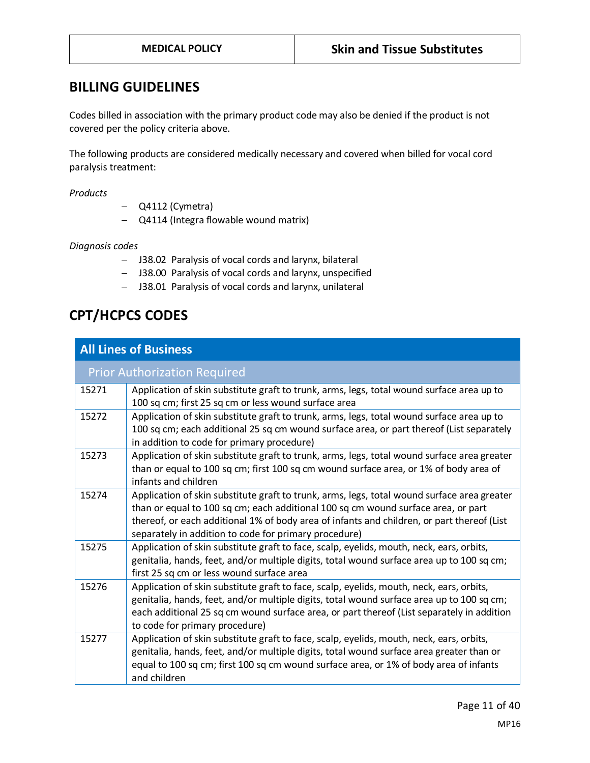## BILLING GUIDELINES

Codes billed in association with the primary product code may also be denied if the product is not covered per the policy criteria above.

The following products are considered medically necessary and covered when billed for vocal cord paralysis treatment:

*Products*

- Q4112 (Cymetra)
- Q4114 (Integra flowable wound matrix)

*Diagnosis codes*

- J38.02 Paralysis of vocal cords and larynx, bilateral
- J38.00 Paralysis of vocal cords and larynx, unspecified
- J38.01 Paralysis of vocal cords and larynx, unilateral

## CPT/HCPCS CODES

| All Lines of Business | |
|---|---|
| **Prior Authorization Required** | |
| 15271 | Application of skin substitute graft to trunk, arms, legs, total wound surface area up to 100 sq cm; first 25 sq cm or less wound surface area |
| 15272 | Application of skin substitute graft to trunk, arms, legs, total wound surface area up to 100 sq cm; each additional 25 sq cm wound surface area, or part thereof (List separately in addition to code for primary procedure) |
| 15273 | Application of skin substitute graft to trunk, arms, legs, total wound surface area greater than or equal to 100 sq cm; first 100 sq cm wound surface area, or 1% of body area of infants and children |
| 15274 | Application of skin substitute graft to trunk, arms, legs, total wound surface area greater than or equal to 100 sq cm; each additional 100 sq cm wound surface area, or part thereof, or each additional 1% of body area of infants and children, or part thereof (List separately in addition to code for primary procedure) |
| 15275 | Application of skin substitute graft to face, scalp, eyelids, mouth, neck, ears, orbits, genitalia, hands, feet, and/or multiple digits, total wound surface area up to 100 sq cm; first 25 sq cm or less wound surface area |
| 15276 | Application of skin substitute graft to face, scalp, eyelids, mouth, neck, ears, orbits, genitalia, hands, feet, and/or multiple digits, total wound surface area up to 100 sq cm; each additional 25 sq cm wound surface area, or part thereof (List separately in addition to code for primary procedure) |
| 15277 | Application of skin substitute graft to face, scalp, eyelids, mouth, neck, ears, orbits, genitalia, hands, feet, and/or multiple digits, total wound surface area greater than or equal to 100 sq cm; first 100 sq cm wound surface area, or 1% of body area of infants and children |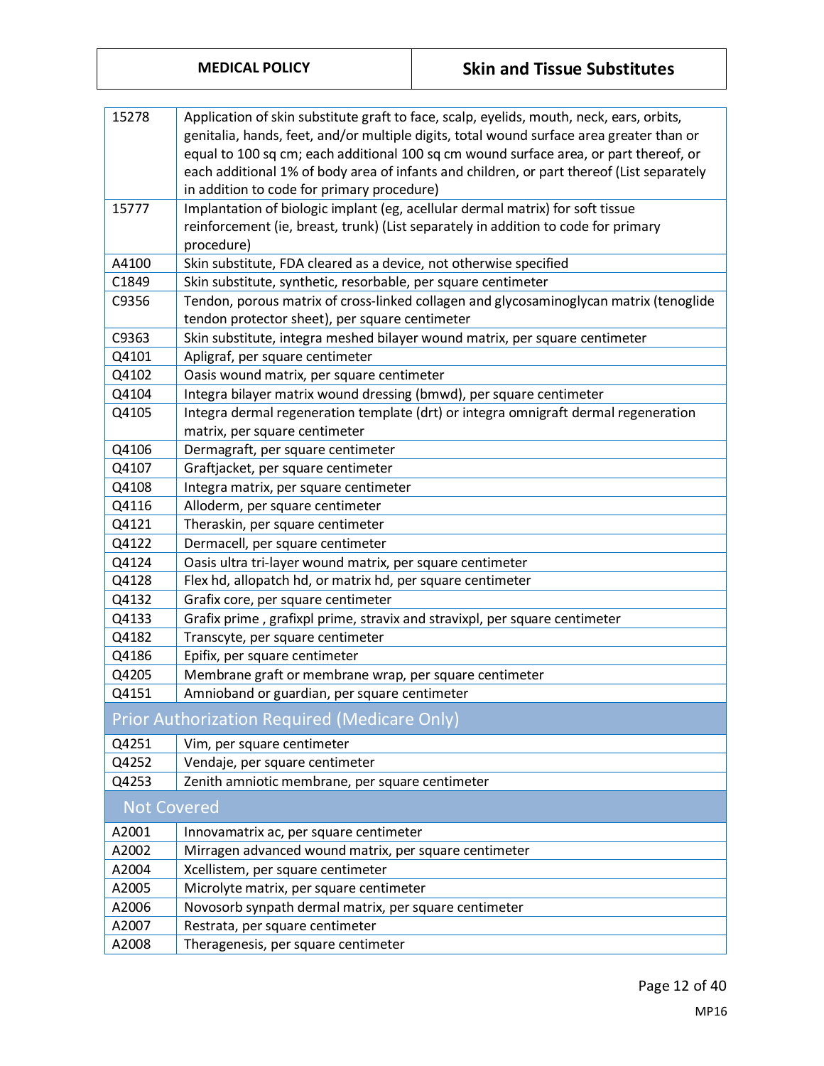| | |
|---|---|
| 15278 | Application of skin substitute graft to face, scalp, eyelids, mouth, neck, ears, orbits, genitalia, hands, feet, and/or multiple digits, total wound surface area greater than or equal to 100 sq cm; each additional 100 sq cm wound surface area, or part thereof, or each additional 1% of body area of infants and children, or part thereof (List separately in addition to code for primary procedure) |
| 15777 | Implantation of biologic implant (eg, acellular dermal matrix) for soft tissue reinforcement (ie, breast, trunk) (List separately in addition to code for primary procedure) |
| A4100 | Skin substitute, FDA cleared as a device, not otherwise specified |
| C1849 | Skin substitute, synthetic, resorbable, per square centimeter |
| C9356 | Tendon, porous matrix of cross-linked collagen and glycosaminoglycan matrix (tenoglide tendon protector sheet), per square centimeter |
| C9363 | Skin substitute, integra meshed bilayer wound matrix, per square centimeter |
| Q4101 | Apligraf, per square centimeter |
| Q4102 | Oasis wound matrix, per square centimeter |
| Q4104 | Integra bilayer matrix wound dressing (bmwd), per square centimeter |
| Q4105 | Integra dermal regeneration template (drt) or integra omnigraft dermal regeneration matrix, per square centimeter |
| Q4106 | Dermagraft, per square centimeter |
| Q4107 | Graftjacket, per square centimeter |
| Q4108 | Integra matrix, per square centimeter |
| Q4116 | Alloderm, per square centimeter |
| Q4121 | Theraskin, per square centimeter |
| Q4122 | Dermacell, per square centimeter |
| Q4124 | Oasis ultra tri-layer wound matrix, per square centimeter |
| Q4128 | Flex hd, allopatch hd, or matrix hd, per square centimeter |
| Q4132 | Grafix core, per square centimeter |
| Q4133 | Grafix prime , grafixpl prime, stravix and stravixpl, per square centimeter |
| Q4182 | Transcyte, per square centimeter |
| Q4186 | Epifix, per square centimeter |
| Q4205 | Membrane graft or membrane wrap, per square centimeter |
| Q4151 | Amnioband or guardian, per square centimeter |
| **Prior Authorization Required (Medicare Only)** | |
| Q4251 | Vim, per square centimeter |
| Q4252 | Vendaje, per square centimeter |
| Q4253 | Zenith amniotic membrane, per square centimeter |
| **Not Covered** | |
| A2001 | Innovamatrix ac, per square centimeter |
| A2002 | Mirragen advanced wound matrix, per square centimeter |
| A2004 | Xcellistem, per square centimeter |
| A2005 | Microlyte matrix, per square centimeter |
| A2006 | Novosorb synpath dermal matrix, per square centimeter |
| A2007 | Restrata, per square centimeter |
| A2008 | Theragenesis, per square centimeter |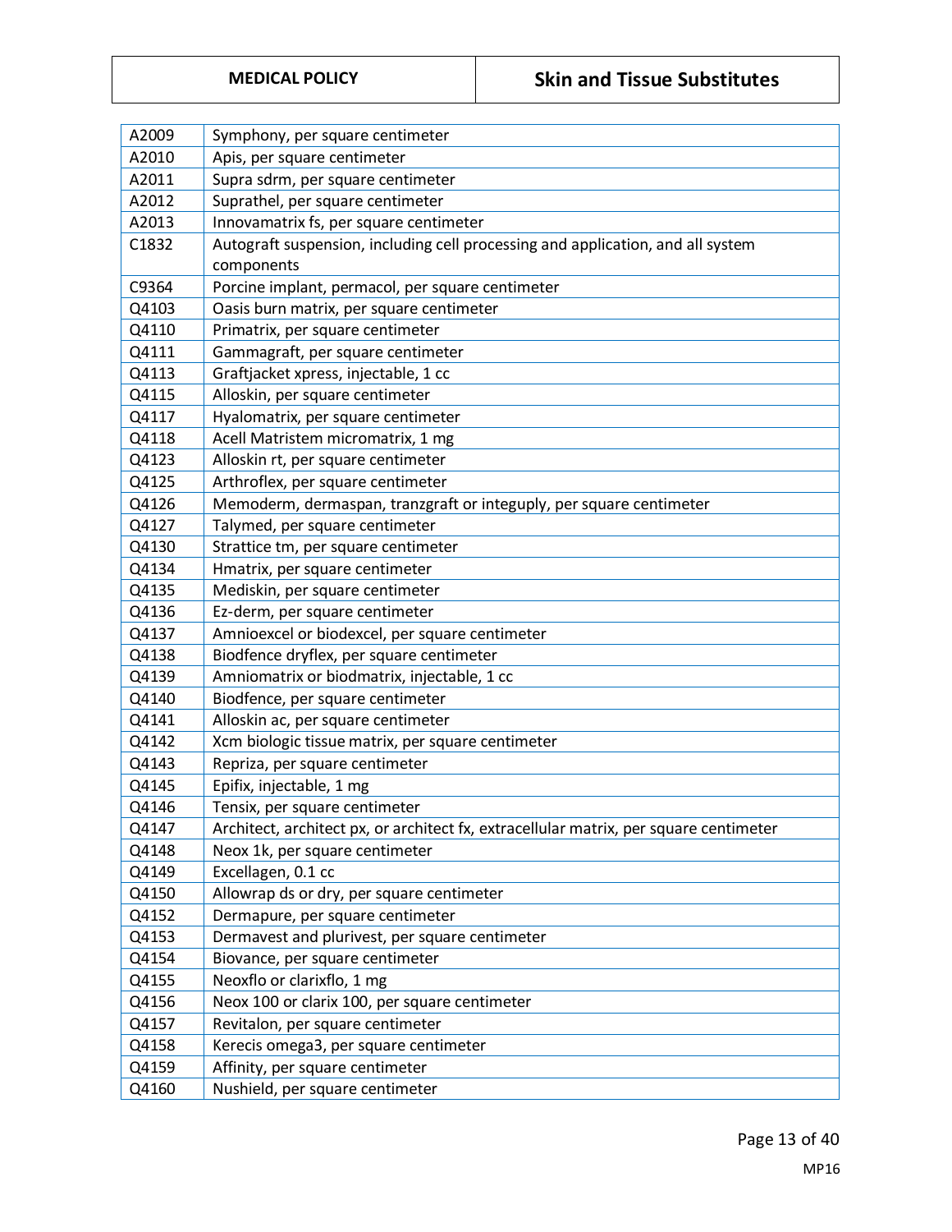| | |
|---|---|
| A2009 | Symphony, per square centimeter |
| A2010 | Apis, per square centimeter |
| A2011 | Supra sdrm, per square centimeter |
| A2012 | Suprathel, per square centimeter |
| A2013 | Innovamatrix fs, per square centimeter |
| C1832 | Autograft suspension, including cell processing and application, and all system components |
| C9364 | Porcine implant, permacol, per square centimeter |
| Q4103 | Oasis burn matrix, per square centimeter |
| Q4110 | Primatrix, per square centimeter |
| Q4111 | Gammagraft, per square centimeter |
| Q4113 | Graftjacket xpress, injectable, 1 cc |
| Q4115 | Alloskin, per square centimeter |
| Q4117 | Hyalomatrix, per square centimeter |
| Q4118 | Acell Matristem micromatrix, 1 mg |
| Q4123 | Alloskin rt, per square centimeter |
| Q4125 | Arthroflex, per square centimeter |
| Q4126 | Memoderm, dermaspan, tranzgraft or integuply, per square centimeter |
| Q4127 | Talymed, per square centimeter |
| Q4130 | Strattice tm, per square centimeter |
| Q4134 | Hmatrix, per square centimeter |
| Q4135 | Mediskin, per square centimeter |
| Q4136 | Ez-derm, per square centimeter |
| Q4137 | Amnioexcel or biodexcel, per square centimeter |
| Q4138 | Biodfence dryflex, per square centimeter |
| Q4139 | Amniomatrix or biodmatrix, injectable, 1 cc |
| Q4140 | Biodfence, per square centimeter |
| Q4141 | Alloskin ac, per square centimeter |
| Q4142 | Xcm biologic tissue matrix, per square centimeter |
| Q4143 | Repriza, per square centimeter |
| Q4145 | Epifix, injectable, 1 mg |
| Q4146 | Tensix, per square centimeter |
| Q4147 | Architect, architect px, or architect fx, extracellular matrix, per square centimeter |
| Q4148 | Neox 1k, per square centimeter |
| Q4149 | Excellagen, 0.1 cc |
| Q4150 | Allowrap ds or dry, per square centimeter |
| Q4152 | Dermapure, per square centimeter |
| Q4153 | Dermavest and plurivest, per square centimeter |
| Q4154 | Biovance, per square centimeter |
| Q4155 | Neoxflo or clarixflo, 1 mg |
| Q4156 | Neox 100 or clarix 100, per square centimeter |
| Q4157 | Revitalon, per square centimeter |
| Q4158 | Kerecis omega3, per square centimeter |
| Q4159 | Affinity, per square centimeter |
| Q4160 | Nushield, per square centimeter |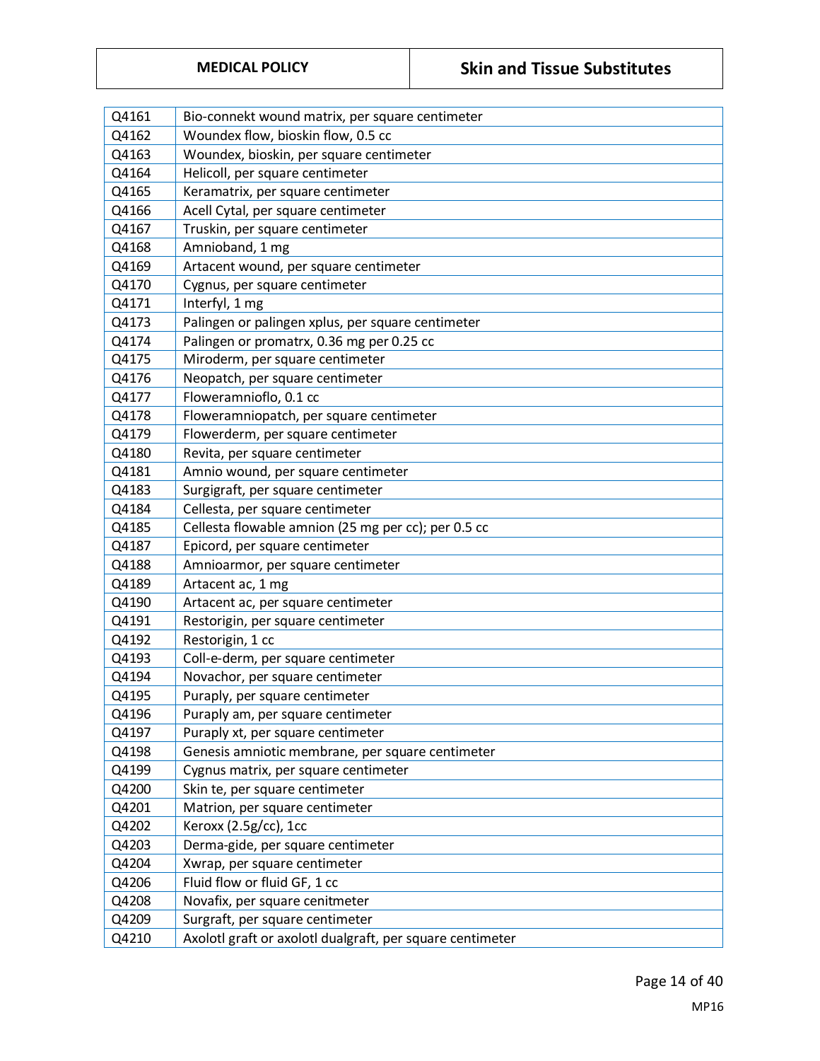| | |
|---|---|
| Q4161 | Bio-connekt wound matrix, per square centimeter |
| Q4162 | Woundex flow, bioskin flow, 0.5 cc |
| Q4163 | Woundex, bioskin, per square centimeter |
| Q4164 | Helicoll, per square centimeter |
| Q4165 | Keramatrix, per square centimeter |
| Q4166 | Acell Cytal, per square centimeter |
| Q4167 | Truskin, per square centimeter |
| Q4168 | Amnioband, 1 mg |
| Q4169 | Artacent wound, per square centimeter |
| Q4170 | Cygnus, per square centimeter |
| Q4171 | Interfyl, 1 mg |
| Q4173 | Palingen or palingen xplus, per square centimeter |
| Q4174 | Palingen or promatrx, 0.36 mg per 0.25 cc |
| Q4175 | Miroderm, per square centimeter |
| Q4176 | Neopatch, per square centimeter |
| Q4177 | Floweramnioflo, 0.1 cc |
| Q4178 | Floweramniopatch, per square centimeter |
| Q4179 | Flowerderm, per square centimeter |
| Q4180 | Revita, per square centimeter |
| Q4181 | Amnio wound, per square centimeter |
| Q4183 | Surgigraft, per square centimeter |
| Q4184 | Cellesta, per square centimeter |
| Q4185 | Cellesta flowable amnion (25 mg per cc); per 0.5 cc |
| Q4187 | Epicord, per square centimeter |
| Q4188 | Amnioarmor, per square centimeter |
| Q4189 | Artacent ac, 1 mg |
| Q4190 | Artacent ac, per square centimeter |
| Q4191 | Restorigin, per square centimeter |
| Q4192 | Restorigin, 1 cc |
| Q4193 | Coll-e-derm, per square centimeter |
| Q4194 | Novachor, per square centimeter |
| Q4195 | Puraply, per square centimeter |
| Q4196 | Puraply am, per square centimeter |
| Q4197 | Puraply xt, per square centimeter |
| Q4198 | Genesis amniotic membrane, per square centimeter |
| Q4199 | Cygnus matrix, per square centimeter |
| Q4200 | Skin te, per square centimeter |
| Q4201 | Matrion, per square centimeter |
| Q4202 | Keroxx (2.5g/cc), 1cc |
| Q4203 | Derma-gide, per square centimeter |
| Q4204 | Xwrap, per square centimeter |
| Q4206 | Fluid flow or fluid GF, 1 cc |
| Q4208 | Novafix, per square cenitmeter |
| Q4209 | Surgraft, per square centimeter |
| Q4210 | Axolotl graft or axolotl dualgraft, per square centimeter |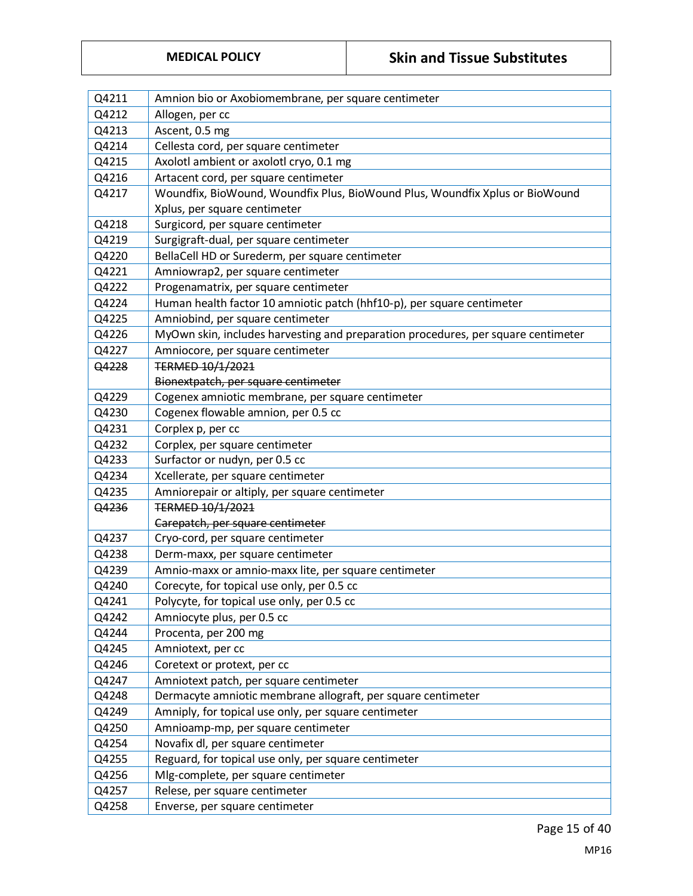| | |
|---|---|
| Q4211 | Amnion bio or Axobiomembrane, per square centimeter |
| Q4212 | Allogen, per cc |
| Q4213 | Ascent, 0.5 mg |
| Q4214 | Cellesta cord, per square centimeter |
| Q4215 | Axolotl ambient or axolotl cryo, 0.1 mg |
| Q4216 | Artacent cord, per square centimeter |
| Q4217 | Woundfix, BioWound, Woundfix Plus, BioWound Plus, Woundfix Xplus or BioWound Xplus, per square centimeter |
| Q4218 | Surgicord, per square centimeter |
| Q4219 | Surgigraft-dual, per square centimeter |
| Q4220 | BellaCell HD or Surederm, per square centimeter |
| Q4221 | Amniowrap2, per square centimeter |
| Q4222 | Progenamatrix, per square centimeter |
| Q4224 | Human health factor 10 amniotic patch (hhf10-p), per square centimeter |
| Q4225 | Amniobind, per square centimeter |
| Q4226 | MyOwn skin, includes harvesting and preparation procedures, per square centimeter |
| Q4227 | Amniocore, per square centimeter |
| ~~Q4228~~ | ~~TERMED 10/1/2021~~ ~~Bionextpatch, per square centimeter~~ |
| Q4229 | Cogenex amniotic membrane, per square centimeter |
| Q4230 | Cogenex flowable amnion, per 0.5 cc |
| Q4231 | Corplex p, per cc |
| Q4232 | Corplex, per square centimeter |
| Q4233 | Surfactor or nudyn, per 0.5 cc |
| Q4234 | Xcellerate, per square centimeter |
| Q4235 | Amniorepair or altiply, per square centimeter |
| ~~Q4236~~ | ~~TERMED 10/1/2021~~ ~~Carepatch, per square centimeter~~ |
| Q4237 | Cryo-cord, per square centimeter |
| Q4238 | Derm-maxx, per square centimeter |
| Q4239 | Amnio-maxx or amnio-maxx lite, per square centimeter |
| Q4240 | Corecyte, for topical use only, per 0.5 cc |
| Q4241 | Polycyte, for topical use only, per 0.5 cc |
| Q4242 | Amniocyte plus, per 0.5 cc |
| Q4244 | Procenta, per 200 mg |
| Q4245 | Amniotext, per cc |
| Q4246 | Coretext or protext, per cc |
| Q4247 | Amniotext patch, per square centimeter |
| Q4248 | Dermacyte amniotic membrane allograft, per square centimeter |
| Q4249 | Amniply, for topical use only, per square centimeter |
| Q4250 | Amnioamp-mp, per square centimeter |
| Q4254 | Novafix dl, per square centimeter |
| Q4255 | Reguard, for topical use only, per square centimeter |
| Q4256 | Mlg-complete, per square centimeter |
| Q4257 | Relese, per square centimeter |
| Q4258 | Enverse, per square centimeter |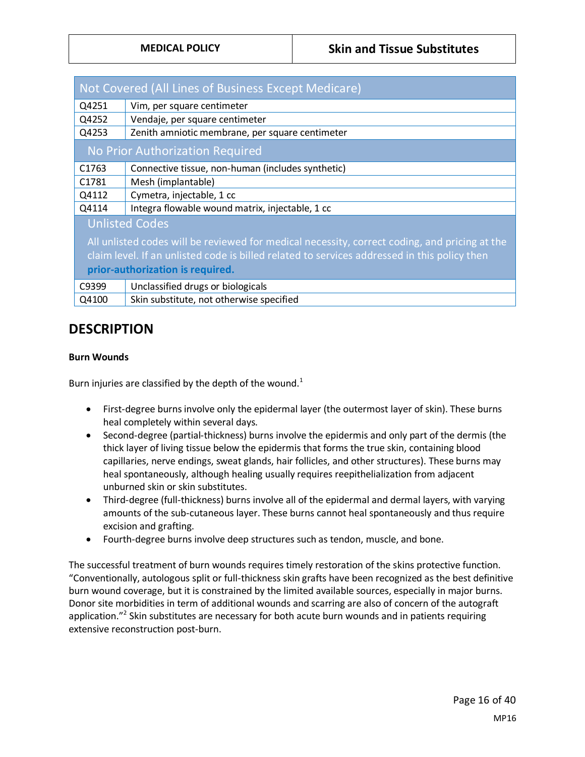| Not Covered (All Lines of Business Except Medicare) | |
|---|---|
| Q4251 | Vim, per square centimeter |
| Q4252 | Vendaje, per square centimeter |
| Q4253 | Zenith amniotic membrane, per square centimeter |
| **No Prior Authorization Required** | |
| C1763 | Connective tissue, non-human (includes synthetic) |
| C1781 | Mesh (implantable) |
| Q4112 | Cymetra, injectable, 1 cc |
| Q4114 | Integra flowable wound matrix, injectable, 1 cc |
| **Unlisted Codes**<br>All unlisted codes will be reviewed for medical necessity, correct coding, and pricing at the claim level. If an unlisted code is billed related to services addressed in this policy then **prior-authorization is required.** | |
| C9399 | Unclassified drugs or biologicals |
| Q4100 | Skin substitute, not otherwise specified |

## DESCRIPTION

**Burn Wounds**

Burn injuries are classified by the depth of the wound.[1]

- First-degree burns involve only the epidermal layer (the outermost layer of skin). These burns heal completely within several days.
- Second-degree (partial-thickness) burns involve the epidermis and only part of the dermis (the thick layer of living tissue below the epidermis that forms the true skin, containing blood capillaries, nerve endings, sweat glands, hair follicles, and other structures). These burns may heal spontaneously, although healing usually requires reepithelialization from adjacent unburned skin or skin substitutes.
- Third-degree (full-thickness) burns involve all of the epidermal and dermal layers, with varying amounts of the sub-cutaneous layer. These burns cannot heal spontaneously and thus require excision and grafting.
- Fourth-degree burns involve deep structures such as tendon, muscle, and bone.

The successful treatment of burn wounds requires timely restoration of the skins protective function. "Conventionally, autologous split or full-thickness skin grafts have been recognized as the best definitive burn wound coverage, but it is constrained by the limited available sources, especially in major burns. Donor site morbidities in term of additional wounds and scarring are also of concern of the autograft application."[2] Skin substitutes are necessary for both acute burn wounds and in patients requiring extensive reconstruction post-burn.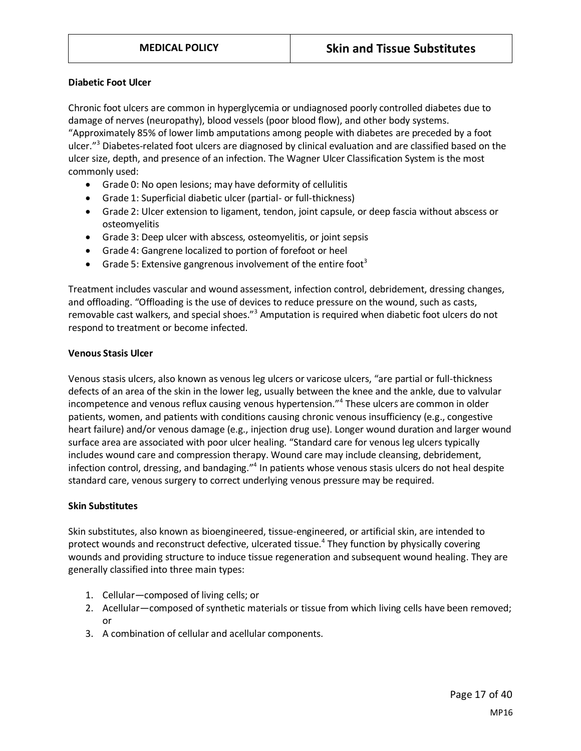**Diabetic Foot Ulcer**

Chronic foot ulcers are common in hyperglycemia or undiagnosed poorly controlled diabetes due to damage of nerves (neuropathy), blood vessels (poor blood flow), and other body systems. "Approximately 85% of lower limb amputations among people with diabetes are preceded by a foot ulcer."[3] Diabetes-related foot ulcers are diagnosed by clinical evaluation and are classified based on the ulcer size, depth, and presence of an infection. The Wagner Ulcer Classification System is the most commonly used:

- Grade 0: No open lesions; may have deformity of cellulitis
- Grade 1: Superficial diabetic ulcer (partial- or full-thickness)
- Grade 2: Ulcer extension to ligament, tendon, joint capsule, or deep fascia without abscess or osteomyelitis
- Grade 3: Deep ulcer with abscess, osteomyelitis, or joint sepsis
- Grade 4: Gangrene localized to portion of forefoot or heel
- Grade 5: Extensive gangrenous involvement of the entire foot[3]

Treatment includes vascular and wound assessment, infection control, debridement, dressing changes, and offloading. "Offloading is the use of devices to reduce pressure on the wound, such as casts, removable cast walkers, and special shoes."[3] Amputation is required when diabetic foot ulcers do not respond to treatment or become infected.

**Venous Stasis Ulcer**

Venous stasis ulcers, also known as venous leg ulcers or varicose ulcers, "are partial or full-thickness defects of an area of the skin in the lower leg, usually between the knee and the ankle, due to valvular incompetence and venous reflux causing venous hypertension."[4] These ulcers are common in older patients, women, and patients with conditions causing chronic venous insufficiency (e.g., congestive heart failure) and/or venous damage (e.g., injection drug use). Longer wound duration and larger wound surface area are associated with poor ulcer healing. "Standard care for venous leg ulcers typically includes wound care and compression therapy. Wound care may include cleansing, debridement, infection control, dressing, and bandaging."[4] In patients whose venous stasis ulcers do not heal despite standard care, venous surgery to correct underlying venous pressure may be required.

**Skin Substitutes**

Skin substitutes, also known as bioengineered, tissue-engineered, or artificial skin, are intended to protect wounds and reconstruct defective, ulcerated tissue.[4] They function by physically covering wounds and providing structure to induce tissue regeneration and subsequent wound healing. They are generally classified into three main types:

1. Cellular—composed of living cells; or
2. Acellular—composed of synthetic materials or tissue from which living cells have been removed; or
3. A combination of cellular and acellular components.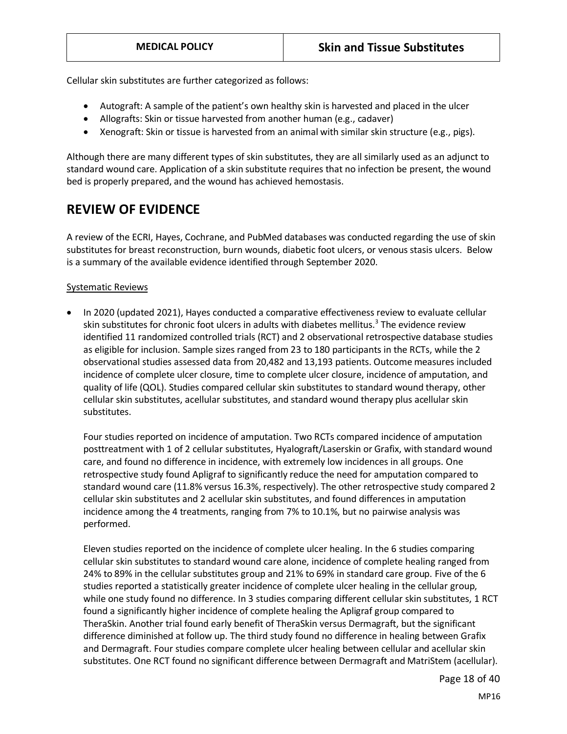Cellular skin substitutes are further categorized as follows:

- Autograft: A sample of the patient's own healthy skin is harvested and placed in the ulcer
- Allografts: Skin or tissue harvested from another human (e.g., cadaver)
- Xenograft: Skin or tissue is harvested from an animal with similar skin structure (e.g., pigs).

Although there are many different types of skin substitutes, they are all similarly used as an adjunct to standard wound care. Application of a skin substitute requires that no infection be present, the wound bed is properly prepared, and the wound has achieved hemostasis.

## REVIEW OF EVIDENCE

A review of the ECRI, Hayes, Cochrane, and PubMed databases was conducted regarding the use of skin substitutes for breast reconstruction, burn wounds, diabetic foot ulcers, or venous stasis ulcers. Below is a summary of the available evidence identified through September 2020.

Systematic Reviews

- In 2020 (updated 2021), Hayes conducted a comparative effectiveness review to evaluate cellular skin substitutes for chronic foot ulcers in adults with diabetes mellitus.[3] The evidence review identified 11 randomized controlled trials (RCT) and 2 observational retrospective database studies as eligible for inclusion. Sample sizes ranged from 23 to 180 participants in the RCTs, while the 2 observational studies assessed data from 20,482 and 13,193 patients. Outcome measures included incidence of complete ulcer closure, time to complete ulcer closure, incidence of amputation, and quality of life (QOL). Studies compared cellular skin substitutes to standard wound therapy, other cellular skin substitutes, acellular substitutes, and standard wound therapy plus acellular skin substitutes.

  Four studies reported on incidence of amputation. Two RCTs compared incidence of amputation posttreatment with 1 of 2 cellular substitutes, Hyalograft/Laserskin or Grafix, with standard wound care, and found no difference in incidence, with extremely low incidences in all groups. One retrospective study found Apligraf to significantly reduce the need for amputation compared to standard wound care (11.8% versus 16.3%, respectively). The other retrospective study compared 2 cellular skin substitutes and 2 acellular skin substitutes, and found differences in amputation incidence among the 4 treatments, ranging from 7% to 10.1%, but no pairwise analysis was performed.

  Eleven studies reported on the incidence of complete ulcer healing. In the 6 studies comparing cellular skin substitutes to standard wound care alone, incidence of complete healing ranged from 24% to 89% in the cellular substitutes group and 21% to 69% in standard care group. Five of the 6 studies reported a statistically greater incidence of complete ulcer healing in the cellular group, while one study found no difference. In 3 studies comparing different cellular skin substitutes, 1 RCT found a significantly higher incidence of complete healing the Apligraf group compared to TheraSkin. Another trial found early benefit of TheraSkin versus Dermagraft, but the significant difference diminished at follow up. The third study found no difference in healing between Grafix and Dermagraft. Four studies compare complete ulcer healing between cellular and acellular skin substitutes. One RCT found no significant difference between Dermagraft and MatriStem (acellular).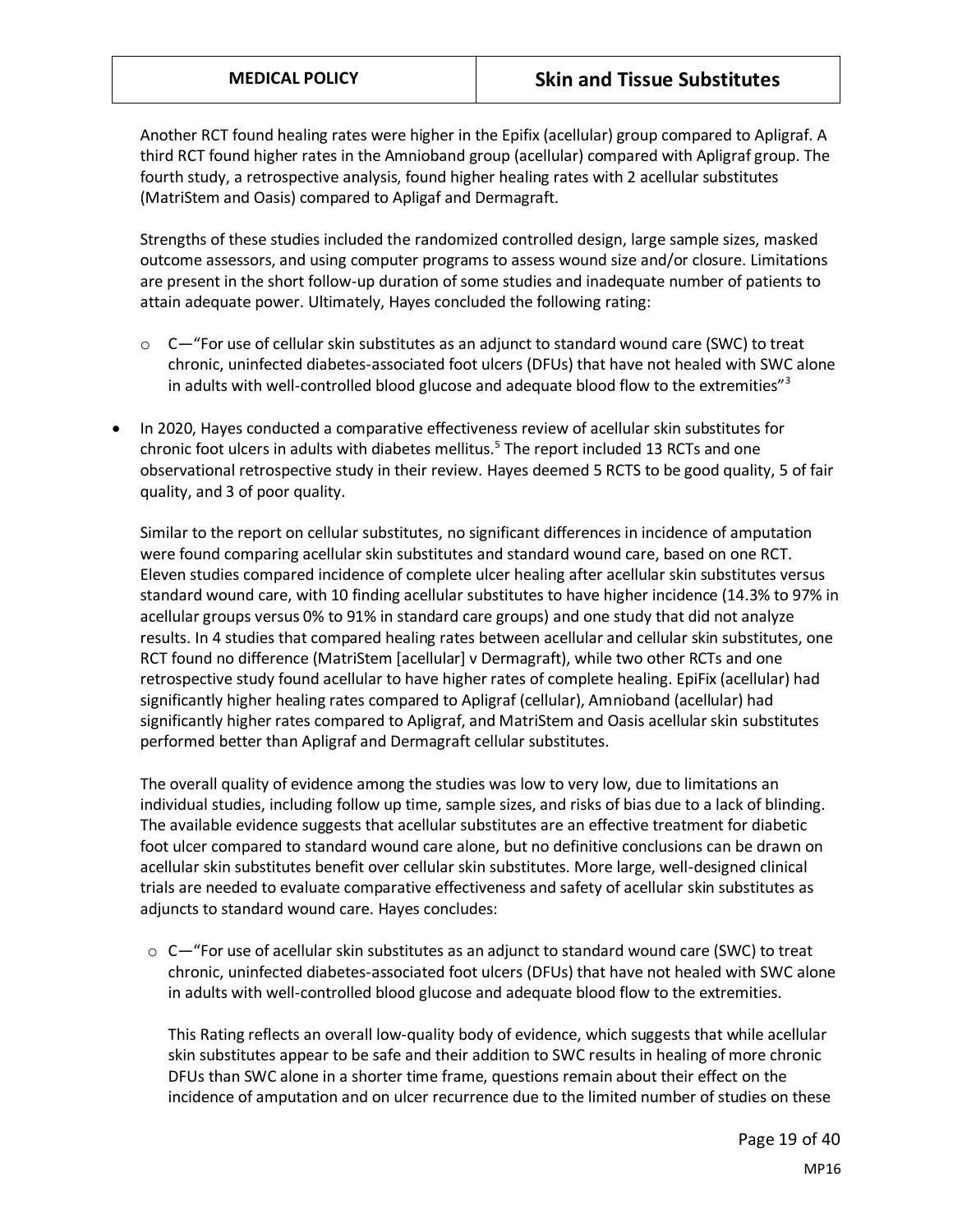Another RCT found healing rates were higher in the Epifix (acellular) group compared to Apligraf. A third RCT found higher rates in the Amnioband group (acellular) compared with Apligraf group. The fourth study, a retrospective analysis, found higher healing rates with 2 acellular substitutes (MatriStem and Oasis) compared to Apligaf and Dermagraft.

Strengths of these studies included the randomized controlled design, large sample sizes, masked outcome assessors, and using computer programs to assess wound size and/or closure. Limitations are present in the short follow-up duration of some studies and inadequate number of patients to attain adequate power. Ultimately, Hayes concluded the following rating:

- C—"For use of cellular skin substitutes as an adjunct to standard wound care (SWC) to treat chronic, uninfected diabetes-associated foot ulcers (DFUs) that have not healed with SWC alone in adults with well-controlled blood glucose and adequate blood flow to the extremities"[3]

- In 2020, Hayes conducted a comparative effectiveness review of acellular skin substitutes for chronic foot ulcers in adults with diabetes mellitus.[5] The report included 13 RCTs and one observational retrospective study in their review. Hayes deemed 5 RCTS to be good quality, 5 of fair quality, and 3 of poor quality.

  Similar to the report on cellular substitutes, no significant differences in incidence of amputation were found comparing acellular skin substitutes and standard wound care, based on one RCT. Eleven studies compared incidence of complete ulcer healing after acellular skin substitutes versus standard wound care, with 10 finding acellular substitutes to have higher incidence (14.3% to 97% in acellular groups versus 0% to 91% in standard care groups) and one study that did not analyze results. In 4 studies that compared healing rates between acellular and cellular skin substitutes, one RCT found no difference (MatriStem [acellular] v Dermagraft), while two other RCTs and one retrospective study found acellular to have higher rates of complete healing. EpiFix (acellular) had significantly higher healing rates compared to Apligraf (cellular), Amnioband (acellular) had significantly higher rates compared to Apligraf, and MatriStem and Oasis acellular skin substitutes performed better than Apligraf and Dermagraft cellular substitutes.

  The overall quality of evidence among the studies was low to very low, due to limitations an individual studies, including follow up time, sample sizes, and risks of bias due to a lack of blinding. The available evidence suggests that acellular substitutes are an effective treatment for diabetic foot ulcer compared to standard wound care alone, but no definitive conclusions can be drawn on acellular skin substitutes benefit over cellular skin substitutes. More large, well-designed clinical trials are needed to evaluate comparative effectiveness and safety of acellular skin substitutes as adjuncts to standard wound care. Hayes concludes:

  - C—"For use of acellular skin substitutes as an adjunct to standard wound care (SWC) to treat chronic, uninfected diabetes-associated foot ulcers (DFUs) that have not healed with SWC alone in adults with well-controlled blood glucose and adequate blood flow to the extremities.

    This Rating reflects an overall low-quality body of evidence, which suggests that while acellular skin substitutes appear to be safe and their addition to SWC results in healing of more chronic DFUs than SWC alone in a shorter time frame, questions remain about their effect on the incidence of amputation and on ulcer recurrence due to the limited number of studies on these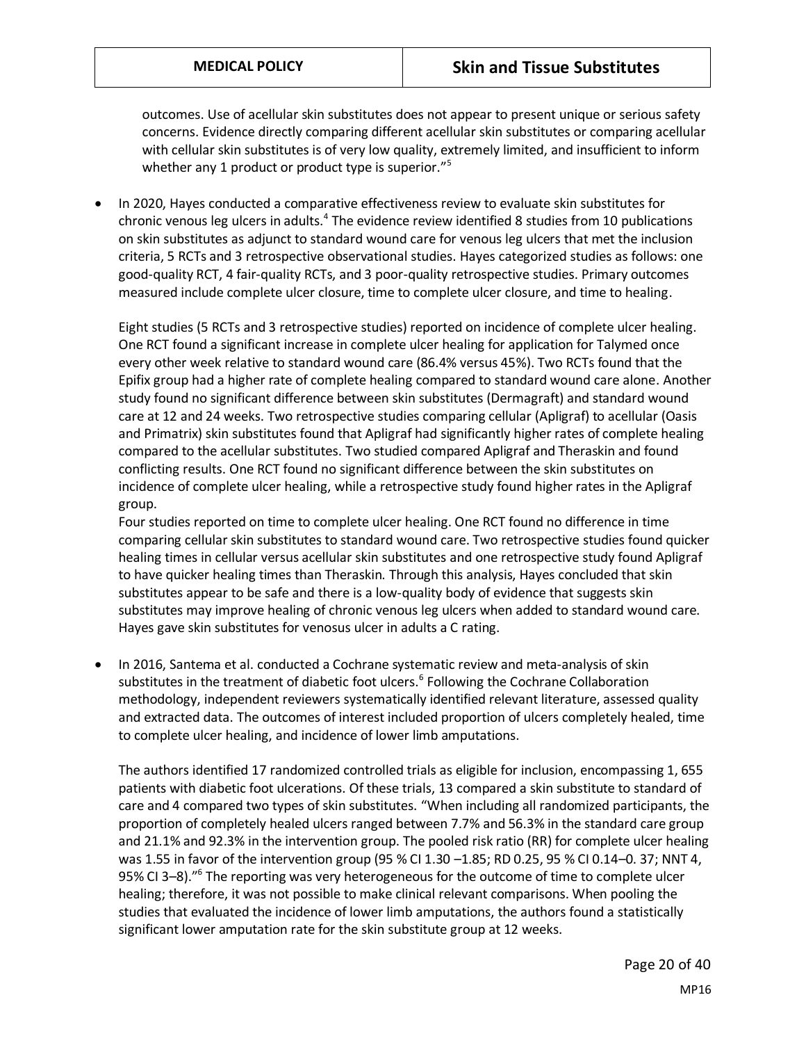outcomes. Use of acellular skin substitutes does not appear to present unique or serious safety concerns. Evidence directly comparing different acellular skin substitutes or comparing acellular with cellular skin substitutes is of very low quality, extremely limited, and insufficient to inform whether any 1 product or product type is superior."[5]

- In 2020, Hayes conducted a comparative effectiveness review to evaluate skin substitutes for chronic venous leg ulcers in adults.[4] The evidence review identified 8 studies from 10 publications on skin substitutes as adjunct to standard wound care for venous leg ulcers that met the inclusion criteria, 5 RCTs and 3 retrospective observational studies. Hayes categorized studies as follows: one good-quality RCT, 4 fair-quality RCTs, and 3 poor-quality retrospective studies. Primary outcomes measured include complete ulcer closure, time to complete ulcer closure, and time to healing.

  Eight studies (5 RCTs and 3 retrospective studies) reported on incidence of complete ulcer healing. One RCT found a significant increase in complete ulcer healing for application for Talymed once every other week relative to standard wound care (86.4% versus 45%). Two RCTs found that the Epifix group had a higher rate of complete healing compared to standard wound care alone. Another study found no significant difference between skin substitutes (Dermagraft) and standard wound care at 12 and 24 weeks. Two retrospective studies comparing cellular (Apligraf) to acellular (Oasis and Primatrix) skin substitutes found that Apligraf had significantly higher rates of complete healing compared to the acellular substitutes. Two studied compared Apligraf and Theraskin and found conflicting results. One RCT found no significant difference between the skin substitutes on incidence of complete ulcer healing, while a retrospective study found higher rates in the Apligraf group.
  Four studies reported on time to complete ulcer healing. One RCT found no difference in time comparing cellular skin substitutes to standard wound care. Two retrospective studies found quicker healing times in cellular versus acellular skin substitutes and one retrospective study found Apligraf to have quicker healing times than Theraskin. Through this analysis, Hayes concluded that skin substitutes appear to be safe and there is a low-quality body of evidence that suggests skin substitutes may improve healing of chronic venous leg ulcers when added to standard wound care. Hayes gave skin substitutes for venosus ulcer in adults a C rating.

- In 2016, Santema et al. conducted a Cochrane systematic review and meta-analysis of skin substitutes in the treatment of diabetic foot ulcers.[6] Following the Cochrane Collaboration methodology, independent reviewers systematically identified relevant literature, assessed quality and extracted data. The outcomes of interest included proportion of ulcers completely healed, time to complete ulcer healing, and incidence of lower limb amputations.

  The authors identified 17 randomized controlled trials as eligible for inclusion, encompassing 1, 655 patients with diabetic foot ulcerations. Of these trials, 13 compared a skin substitute to standard of care and 4 compared two types of skin substitutes. "When including all randomized participants, the proportion of completely healed ulcers ranged between 7.7% and 56.3% in the standard care group and 21.1% and 92.3% in the intervention group. The pooled risk ratio (RR) for complete ulcer healing was 1.55 in favor of the intervention group (95 % CI 1.30 –1.85; RD 0.25, 95 % CI 0.14–0. 37; NNT 4, 95% CI 3–8)."[6] The reporting was very heterogeneous for the outcome of time to complete ulcer healing; therefore, it was not possible to make clinical relevant comparisons. When pooling the studies that evaluated the incidence of lower limb amputations, the authors found a statistically significant lower amputation rate for the skin substitute group at 12 weeks.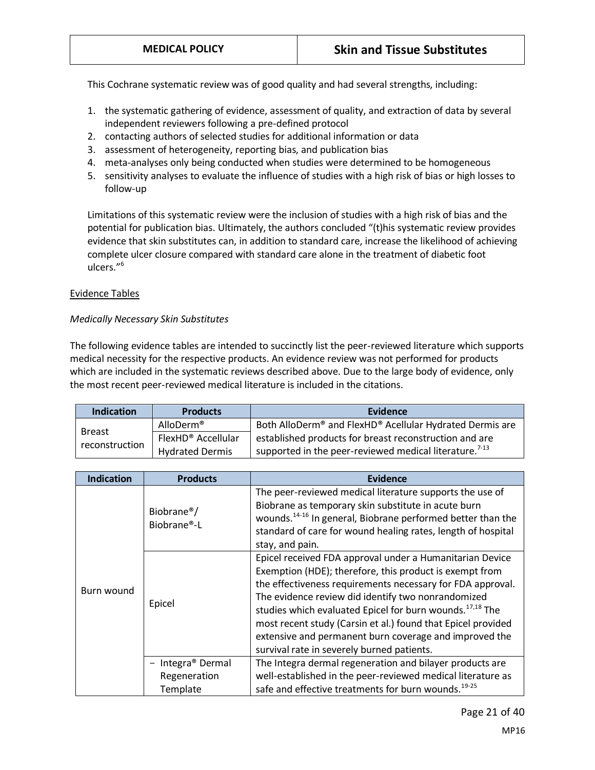This Cochrane systematic review was of good quality and had several strengths, including:

1. the systematic gathering of evidence, assessment of quality, and extraction of data by several independent reviewers following a pre-defined protocol
2. contacting authors of selected studies for additional information or data
3. assessment of heterogeneity, reporting bias, and publication bias
4. meta-analyses only being conducted when studies were determined to be homogeneous
5. sensitivity analyses to evaluate the influence of studies with a high risk of bias or high losses to follow-up

Limitations of this systematic review were the inclusion of studies with a high risk of bias and the potential for publication bias. Ultimately, the authors concluded "(t)his systematic review provides evidence that skin substitutes can, in addition to standard care, increase the likelihood of achieving complete ulcer closure compared with standard care alone in the treatment of diabetic foot ulcers."[6]

Evidence Tables

*Medically Necessary Skin Substitutes*

The following evidence tables are intended to succinctly list the peer-reviewed literature which supports medical necessity for the respective products. An evidence review was not performed for products which are included in the systematic reviews described above. Due to the large body of evidence, only the most recent peer-reviewed medical literature is included in the citations.

| Indication | Products | Evidence |
|---|---|---|
| Breast reconstruction | AlloDerm®<br>FlexHD® Acellular Hydrated Dermis | Both AlloDerm® and FlexHD® Acellular Hydrated Dermis are established products for breast reconstruction and are supported in the peer-reviewed medical literature.[7-13] |

| Indication | Products | Evidence |
|---|---|---|
| Burn wound | Biobrane®/ Biobrane®-L | The peer-reviewed medical literature supports the use of Biobrane as temporary skin substitute in acute burn wounds.[14-16] In general, Biobrane performed better than the standard of care for wound healing rates, length of hospital stay, and pain. |
| | Epicel | Epicel received FDA approval under a Humanitarian Device Exemption (HDE); therefore, this product is exempt from the effectiveness requirements necessary for FDA approval. The evidence review did identify two nonrandomized studies which evaluated Epicel for burn wounds.[17,18] The most recent study (Carsin et al.) found that Epicel provided extensive and permanent burn coverage and improved the survival rate in severely burned patients. |
| | − Integra® Dermal Regeneration Template | The Integra dermal regeneration and bilayer products are well-established in the peer-reviewed medical literature as safe and effective treatments for burn wounds.[19-25] |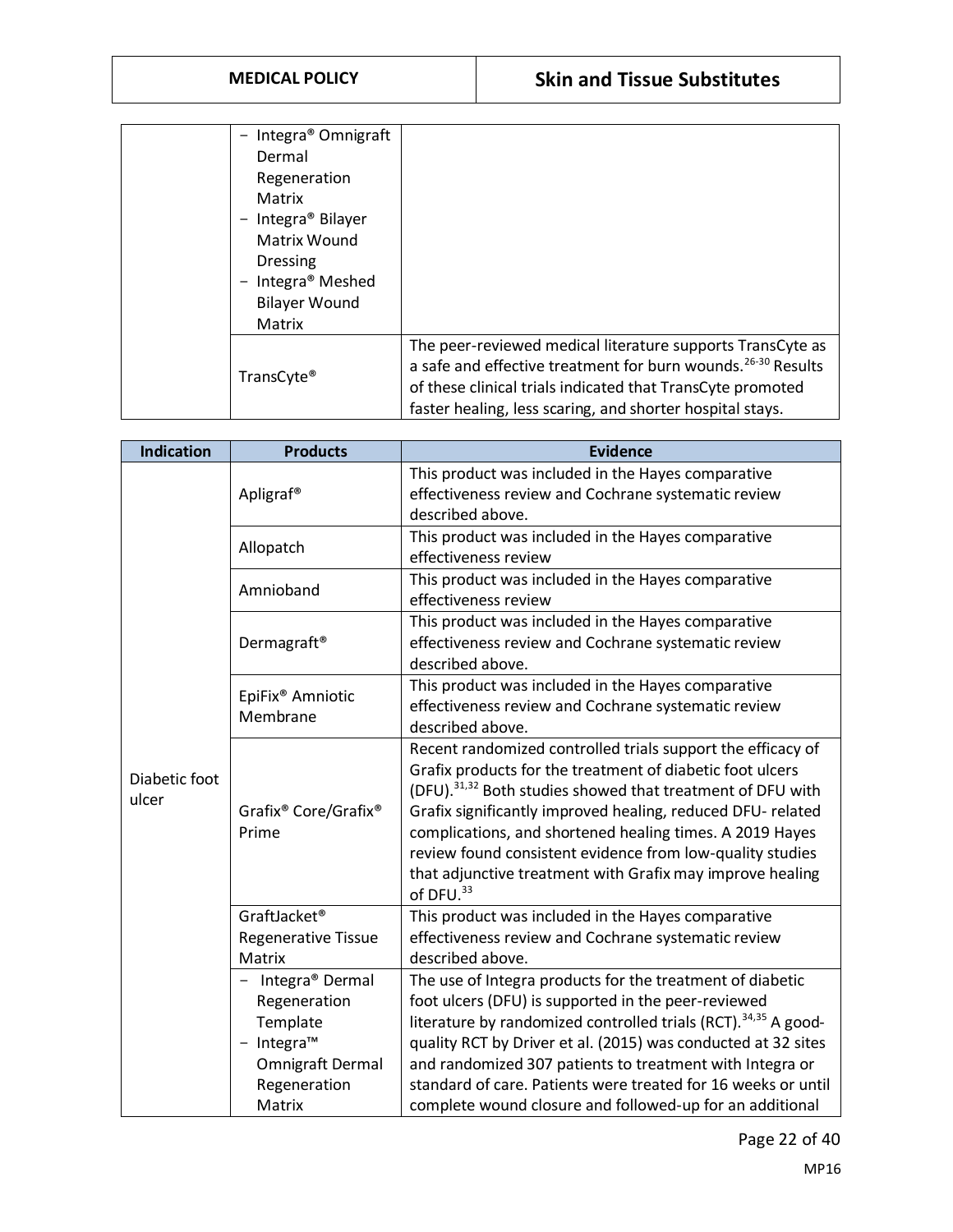| | | |
|---|---|---|
| | − Integra® Omnigraft Dermal Regeneration Matrix<br>− Integra® Bilayer Matrix Wound Dressing<br>− Integra® Meshed Bilayer Wound Matrix | |
| | TransCyte® | The peer-reviewed medical literature supports TransCyte as a safe and effective treatment for burn wounds.[26-30] Results of these clinical trials indicated that TransCyte promoted faster healing, less scaring, and shorter hospital stays. |

| Indication | Products | Evidence |
|---|---|---|
| Diabetic foot ulcer | Apligraf® | This product was included in the Hayes comparative effectiveness review and Cochrane systematic review described above. |
| | Allopatch | This product was included in the Hayes comparative effectiveness review |
| | Amnioband | This product was included in the Hayes comparative effectiveness review |
| | Dermagraft® | This product was included in the Hayes comparative effectiveness review and Cochrane systematic review described above. |
| | EpiFix® Amniotic Membrane | This product was included in the Hayes comparative effectiveness review and Cochrane systematic review described above. |
| | Grafix® Core/Grafix® Prime | Recent randomized controlled trials support the efficacy of Grafix products for the treatment of diabetic foot ulcers (DFU).[31,32] Both studies showed that treatment of DFU with Grafix significantly improved healing, reduced DFU- related complications, and shortened healing times. A 2019 Hayes review found consistent evidence from low-quality studies that adjunctive treatment with Grafix may improve healing of DFU.[33] |
| | GraftJacket® Regenerative Tissue Matrix | This product was included in the Hayes comparative effectiveness review and Cochrane systematic review described above. |
| | − Integra® Dermal Regeneration Template<br>− Integra™ Omnigraft Dermal Regeneration Matrix | The use of Integra products for the treatment of diabetic foot ulcers (DFU) is supported in the peer-reviewed literature by randomized controlled trials (RCT).[34,35] A good-quality RCT by Driver et al. (2015) was conducted at 32 sites and randomized 307 patients to treatment with Integra or standard of care. Patients were treated for 16 weeks or until complete wound closure and followed-up for an additional |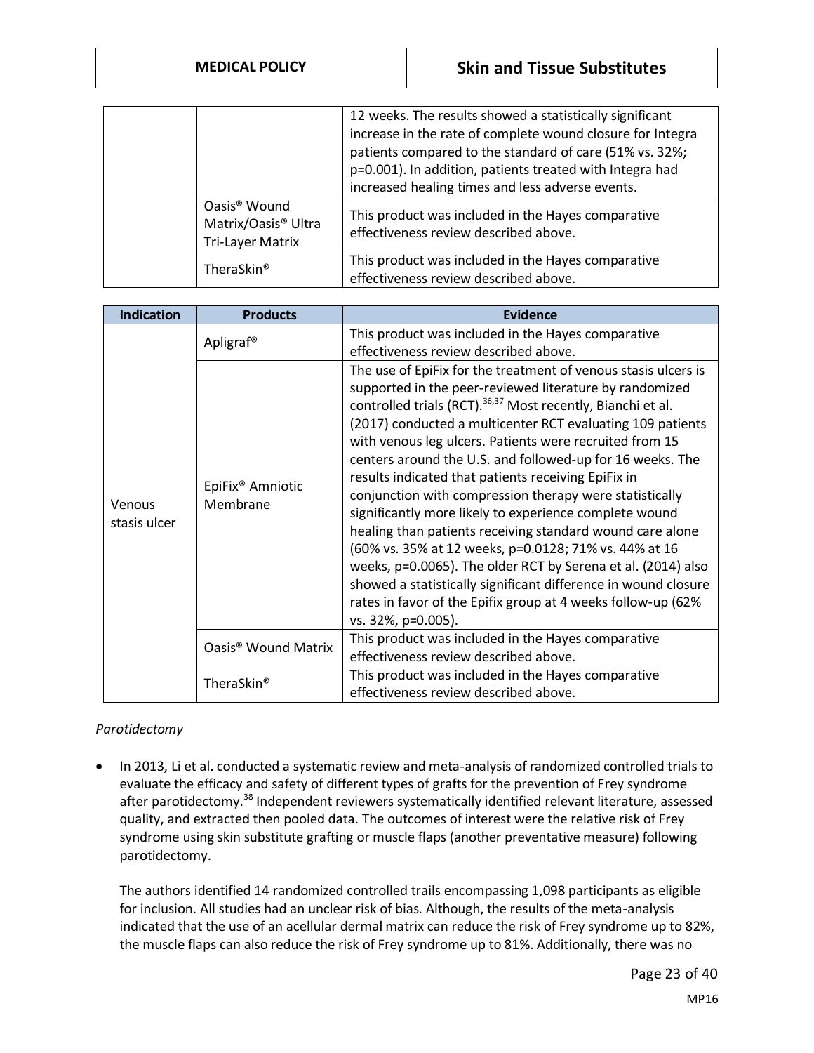| | | |
|---|---|---|
| | | 12 weeks. The results showed a statistically significant increase in the rate of complete wound closure for Integra patients compared to the standard of care (51% vs. 32%; p=0.001). In addition, patients treated with Integra had increased healing times and less adverse events. |
| | Oasis® Wound Matrix/Oasis® Ultra Tri-Layer Matrix | This product was included in the Hayes comparative effectiveness review described above. |
| | TheraSkin® | This product was included in the Hayes comparative effectiveness review described above. |

| Indication | Products | Evidence |
|---|---|---|
| Venous stasis ulcer | Apligraf® | This product was included in the Hayes comparative effectiveness review described above. |
| | EpiFix® Amniotic Membrane | The use of EpiFix for the treatment of venous stasis ulcers is supported in the peer-reviewed literature by randomized controlled trials (RCT).[36,37] Most recently, Bianchi et al. (2017) conducted a multicenter RCT evaluating 109 patients with venous leg ulcers. Patients were recruited from 15 centers around the U.S. and followed-up for 16 weeks. The results indicated that patients receiving EpiFix in conjunction with compression therapy were statistically significantly more likely to experience complete wound healing than patients receiving standard wound care alone (60% vs. 35% at 12 weeks, p=0.0128; 71% vs. 44% at 16 weeks, p=0.0065). The older RCT by Serena et al. (2014) also showed a statistically significant difference in wound closure rates in favor of the Epifix group at 4 weeks follow-up (62% vs. 32%, p=0.005). |
| | Oasis® Wound Matrix | This product was included in the Hayes comparative effectiveness review described above. |
| | TheraSkin® | This product was included in the Hayes comparative effectiveness review described above. |

*Parotidectomy*

- In 2013, Li et al. conducted a systematic review and meta-analysis of randomized controlled trials to evaluate the efficacy and safety of different types of grafts for the prevention of Frey syndrome after parotidectomy.[38] Independent reviewers systematically identified relevant literature, assessed quality, and extracted then pooled data. The outcomes of interest were the relative risk of Frey syndrome using skin substitute grafting or muscle flaps (another preventative measure) following parotidectomy.

  The authors identified 14 randomized controlled trails encompassing 1,098 participants as eligible for inclusion. All studies had an unclear risk of bias. Although, the results of the meta-analysis indicated that the use of an acellular dermal matrix can reduce the risk of Frey syndrome up to 82%, the muscle flaps can also reduce the risk of Frey syndrome up to 81%. Additionally, there was no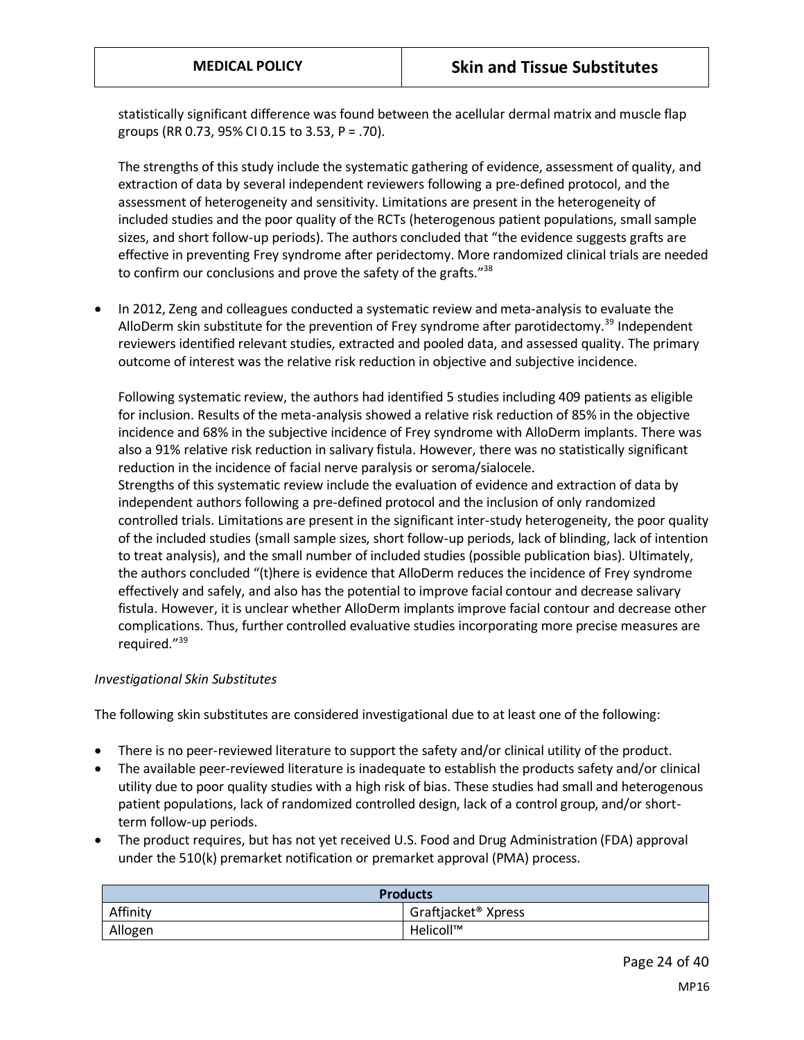statistically significant difference was found between the acellular dermal matrix and muscle flap groups (RR 0.73, 95% CI 0.15 to 3.53, P = .70).

The strengths of this study include the systematic gathering of evidence, assessment of quality, and extraction of data by several independent reviewers following a pre-defined protocol, and the assessment of heterogeneity and sensitivity. Limitations are present in the heterogeneity of included studies and the poor quality of the RCTs (heterogenous patient populations, small sample sizes, and short follow-up periods). The authors concluded that "the evidence suggests grafts are effective in preventing Frey syndrome after peridectomy. More randomized clinical trials are needed to confirm our conclusions and prove the safety of the grafts."[38]

- In 2012, Zeng and colleagues conducted a systematic review and meta-analysis to evaluate the AlloDerm skin substitute for the prevention of Frey syndrome after parotidectomy.[39] Independent reviewers identified relevant studies, extracted and pooled data, and assessed quality. The primary outcome of interest was the relative risk reduction in objective and subjective incidence.

  Following systematic review, the authors had identified 5 studies including 409 patients as eligible for inclusion. Results of the meta-analysis showed a relative risk reduction of 85% in the objective incidence and 68% in the subjective incidence of Frey syndrome with AlloDerm implants. There was also a 91% relative risk reduction in salivary fistula. However, there was no statistically significant reduction in the incidence of facial nerve paralysis or seroma/sialocele.
  Strengths of this systematic review include the evaluation of evidence and extraction of data by independent authors following a pre-defined protocol and the inclusion of only randomized controlled trials. Limitations are present in the significant inter-study heterogeneity, the poor quality of the included studies (small sample sizes, short follow-up periods, lack of blinding, lack of intention to treat analysis), and the small number of included studies (possible publication bias). Ultimately, the authors concluded "(t)here is evidence that AlloDerm reduces the incidence of Frey syndrome effectively and safely, and also has the potential to improve facial contour and decrease salivary fistula. However, it is unclear whether AlloDerm implants improve facial contour and decrease other complications. Thus, further controlled evaluative studies incorporating more precise measures are required."[39]

*Investigational Skin Substitutes*

The following skin substitutes are considered investigational due to at least one of the following:

- There is no peer-reviewed literature to support the safety and/or clinical utility of the product.
- The available peer-reviewed literature is inadequate to establish the products safety and/or clinical utility due to poor quality studies with a high risk of bias. These studies had small and heterogenous patient populations, lack of randomized controlled design, lack of a control group, and/or short-term follow-up periods.
- The product requires, but has not yet received U.S. Food and Drug Administration (FDA) approval under the 510(k) premarket notification or premarket approval (PMA) process.

| **Products** | |
|---|---|
| Affinity | Graftjacket® Xpress |
| Allogen | Helicoll™ |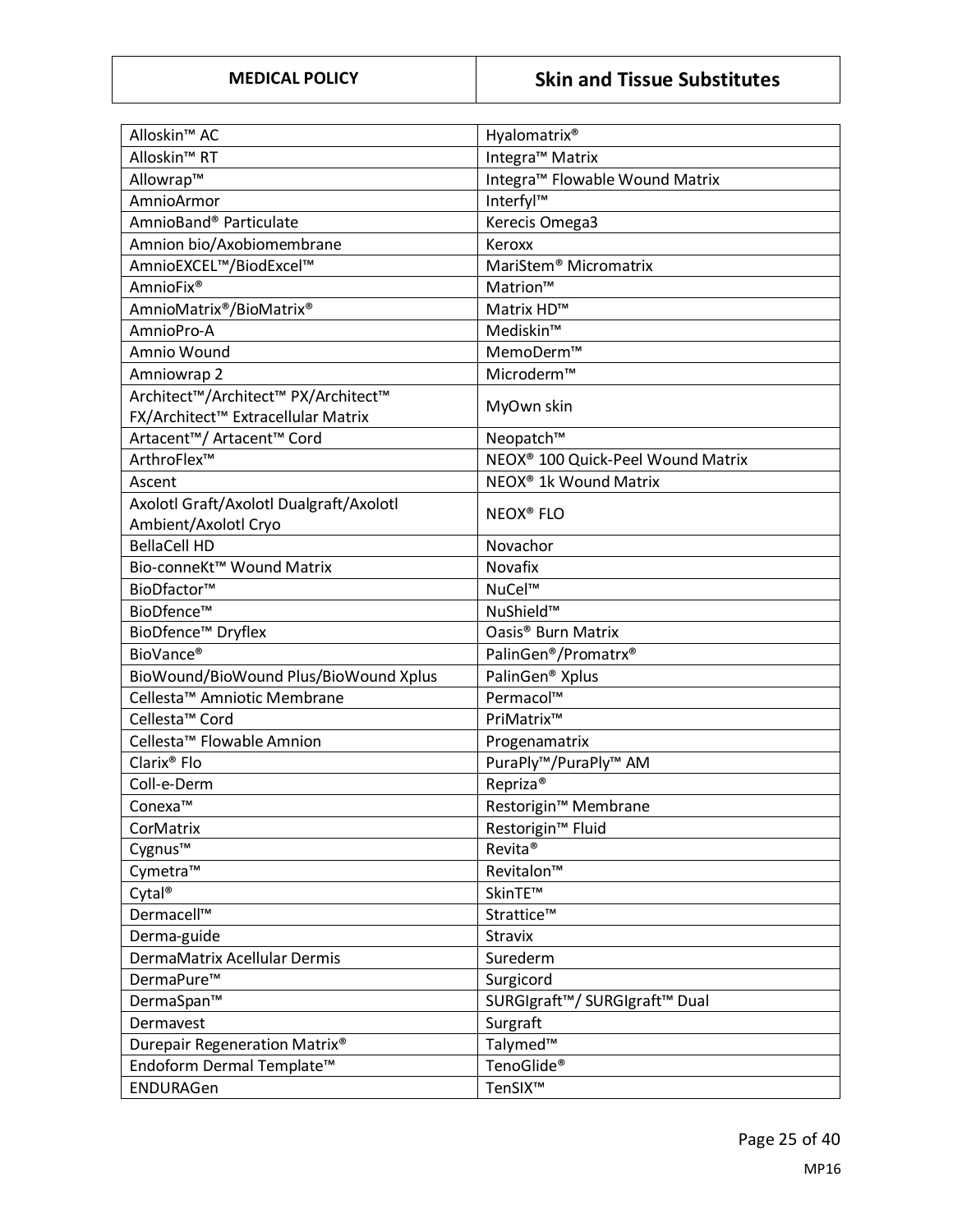| | |
|---|---|
| Alloskin™ AC | Hyalomatrix® |
| Alloskin™ RT | Integra™ Matrix |
| Allowrap™ | Integra™ Flowable Wound Matrix |
| AmnioArmor | Interfyl™ |
| AmnioBand® Particulate | Kerecis Omega3 |
| Amnion bio/Axobiomembrane | Keroxx |
| AmnioEXCEL™/BiodExcel™ | MariStem® Micromatrix |
| AmnioFix® | Matrion™ |
| AmnioMatrix®/BioMatrix® | Matrix HD™ |
| AmnioPro-A | Mediskin™ |
| Amnio Wound | MemoDerm™ |
| Amniowrap 2 | Microderm™ |
| Architect™/Architect™ PX/Architect™ FX/Architect™ Extracellular Matrix | MyOwn skin |
| Artacent™/ Artacent™ Cord | Neopatch™ |
| ArthroFlex™ | NEOX® 100 Quick-Peel Wound Matrix |
| Ascent | NEOX® 1k Wound Matrix |
| Axolotl Graft/Axolotl Dualgraft/Axolotl Ambient/Axolotl Cryo | NEOX® FLO |
| BellaCell HD | Novachor |
| Bio-conneKt™ Wound Matrix | Novafix |
| BioDfactor™ | NuCel™ |
| BioDfence™ | NuShield™ |
| BioDfence™ Dryflex | Oasis® Burn Matrix |
| BioVance® | PalinGen®/Promatrx® |
| BioWound/BioWound Plus/BioWound Xplus | PalinGen® Xplus |
| Cellesta™ Amniotic Membrane | Permacol™ |
| Cellesta™ Cord | PriMatrix™ |
| Cellesta™ Flowable Amnion | Progenamatrix |
| Clarix® Flo | PuraPly™/PuraPly™ AM |
| Coll-e-Derm | Repriza® |
| Conexa™ | Restorigin™ Membrane |
| CorMatrix | Restorigin™ Fluid |
| Cygnus™ | Revita® |
| Cymetra™ | Revitalon™ |
| Cytal® | SkinTE™ |
| Dermacell™ | Strattice™ |
| Derma-guide | Stravix |
| DermaMatrix Acellular Dermis | Surederm |
| DermaPure™ | Surgicord |
| DermaSpan™ | SURGIgraft™/ SURGIgraft™ Dual |
| Dermavest | Surgraft |
| Durepair Regeneration Matrix® | Talymed™ |
| Endoform Dermal Template™ | TenoGlide® |
| ENDURAGen | TenSIX™ |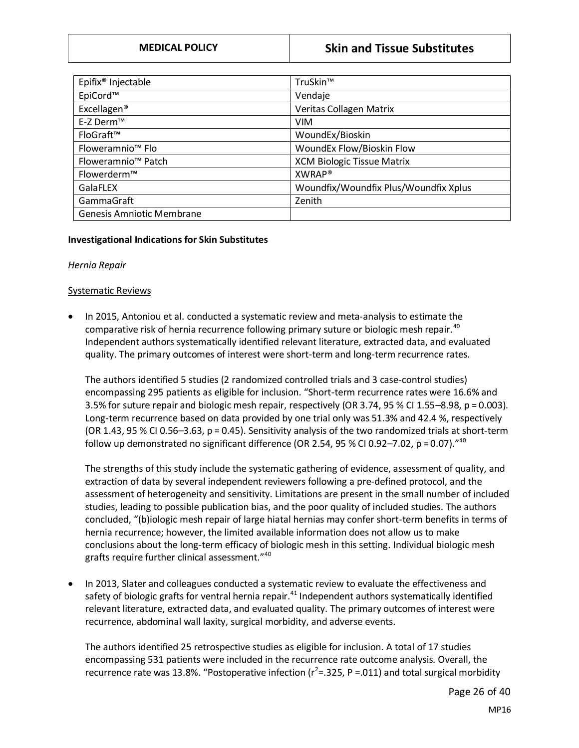| Epifix® Injectable | TruSkin™ |
|---|---|
| EpiCord™ | Vendaje |
| Excellagen® | Veritas Collagen Matrix |
| E-Z Derm™ | VIM |
| FloGraft™ | WoundEx/Bioskin |
| Floweramnio™ Flo | WoundEx Flow/Bioskin Flow |
| Floweramnio™ Patch | XCM Biologic Tissue Matrix |
| Flowerderm™ | XWRAP® |
| GalaFLEX | Woundfix/Woundfix Plus/Woundfix Xplus |
| GammaGraft | Zenith |
| Genesis Amniotic Membrane | |

**Investigational Indications for Skin Substitutes**

*Hernia Repair*

Systematic Reviews

- In 2015, Antoniou et al. conducted a systematic review and meta-analysis to estimate the comparative risk of hernia recurrence following primary suture or biologic mesh repair.[40] Independent authors systematically identified relevant literature, extracted data, and evaluated quality. The primary outcomes of interest were short-term and long-term recurrence rates.

  The authors identified 5 studies (2 randomized controlled trials and 3 case-control studies) encompassing 295 patients as eligible for inclusion. "Short-term recurrence rates were 16.6% and 3.5% for suture repair and biologic mesh repair, respectively (OR 3.74, 95 % CI 1.55–8.98, p = 0.003). Long-term recurrence based on data provided by one trial only was 51.3% and 42.4 %, respectively (OR 1.43, 95 % CI 0.56–3.63, p = 0.45). Sensitivity analysis of the two randomized trials at short-term follow up demonstrated no significant difference (OR 2.54, 95 % CI 0.92–7.02, p = 0.07)."[40]

  The strengths of this study include the systematic gathering of evidence, assessment of quality, and extraction of data by several independent reviewers following a pre-defined protocol, and the assessment of heterogeneity and sensitivity. Limitations are present in the small number of included studies, leading to possible publication bias, and the poor quality of included studies. The authors concluded, "(b)iologic mesh repair of large hiatal hernias may confer short-term benefits in terms of hernia recurrence; however, the limited available information does not allow us to make conclusions about the long-term efficacy of biologic mesh in this setting. Individual biologic mesh grafts require further clinical assessment."[40]

- In 2013, Slater and colleagues conducted a systematic review to evaluate the effectiveness and safety of biologic grafts for ventral hernia repair.[41] Independent authors systematically identified relevant literature, extracted data, and evaluated quality. The primary outcomes of interest were recurrence, abdominal wall laxity, surgical morbidity, and adverse events.

  The authors identified 25 retrospective studies as eligible for inclusion. A total of 17 studies encompassing 531 patients were included in the recurrence rate outcome analysis. Overall, the recurrence rate was 13.8%. "Postoperative infection ($r^2$=.325, P =.011) and total surgical morbidity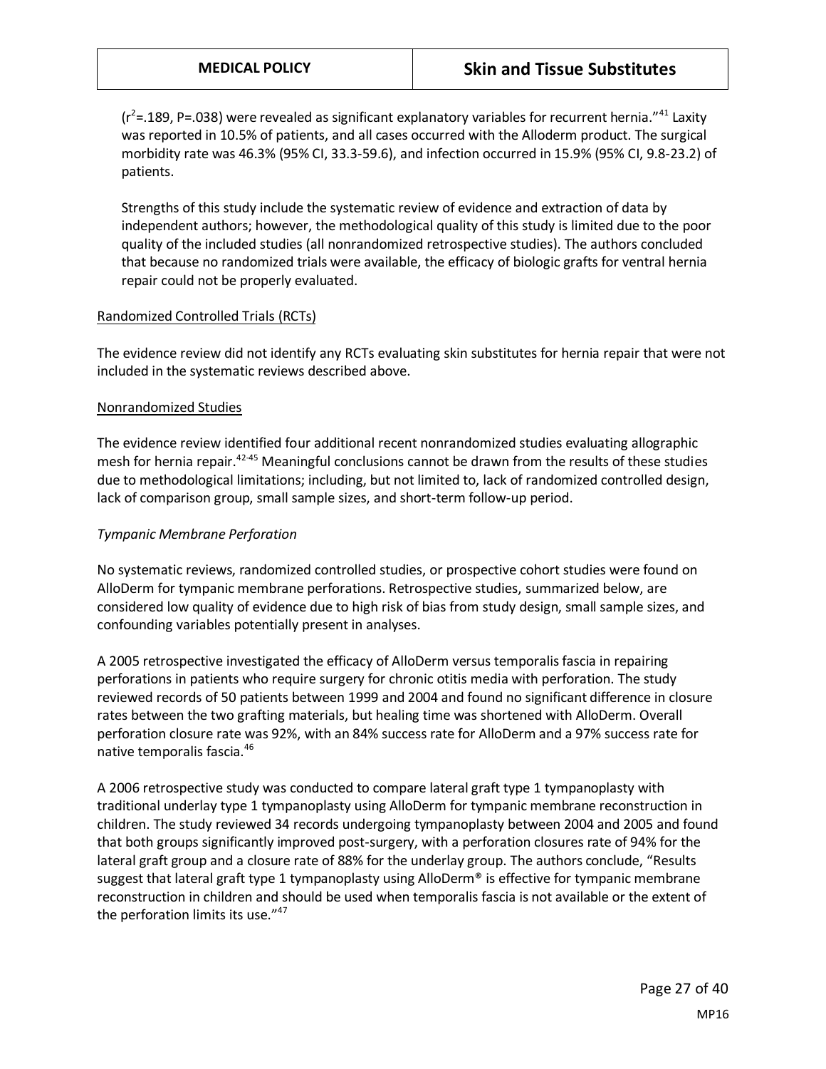($r^2$=.189, P=.038) were revealed as significant explanatory variables for recurrent hernia."[41] Laxity was reported in 10.5% of patients, and all cases occurred with the Alloderm product. The surgical morbidity rate was 46.3% (95% CI, 33.3-59.6), and infection occurred in 15.9% (95% CI, 9.8-23.2) of patients.

Strengths of this study include the systematic review of evidence and extraction of data by independent authors; however, the methodological quality of this study is limited due to the poor quality of the included studies (all nonrandomized retrospective studies). The authors concluded that because no randomized trials were available, the efficacy of biologic grafts for ventral hernia repair could not be properly evaluated.

Randomized Controlled Trials (RCTs)

The evidence review did not identify any RCTs evaluating skin substitutes for hernia repair that were not included in the systematic reviews described above.

Nonrandomized Studies

The evidence review identified four additional recent nonrandomized studies evaluating allographic mesh for hernia repair.[42-45] Meaningful conclusions cannot be drawn from the results of these studies due to methodological limitations; including, but not limited to, lack of randomized controlled design, lack of comparison group, small sample sizes, and short-term follow-up period.

*Tympanic Membrane Perforation*

No systematic reviews, randomized controlled studies, or prospective cohort studies were found on AlloDerm for tympanic membrane perforations. Retrospective studies, summarized below, are considered low quality of evidence due to high risk of bias from study design, small sample sizes, and confounding variables potentially present in analyses.

A 2005 retrospective investigated the efficacy of AlloDerm versus temporalis fascia in repairing perforations in patients who require surgery for chronic otitis media with perforation. The study reviewed records of 50 patients between 1999 and 2004 and found no significant difference in closure rates between the two grafting materials, but healing time was shortened with AlloDerm. Overall perforation closure rate was 92%, with an 84% success rate for AlloDerm and a 97% success rate for native temporalis fascia.[46]

A 2006 retrospective study was conducted to compare lateral graft type 1 tympanoplasty with traditional underlay type 1 tympanoplasty using AlloDerm for tympanic membrane reconstruction in children. The study reviewed 34 records undergoing tympanoplasty between 2004 and 2005 and found that both groups significantly improved post-surgery, with a perforation closures rate of 94% for the lateral graft group and a closure rate of 88% for the underlay group. The authors conclude, "Results suggest that lateral graft type 1 tympanoplasty using AlloDerm® is effective for tympanic membrane reconstruction in children and should be used when temporalis fascia is not available or the extent of the perforation limits its use."[47]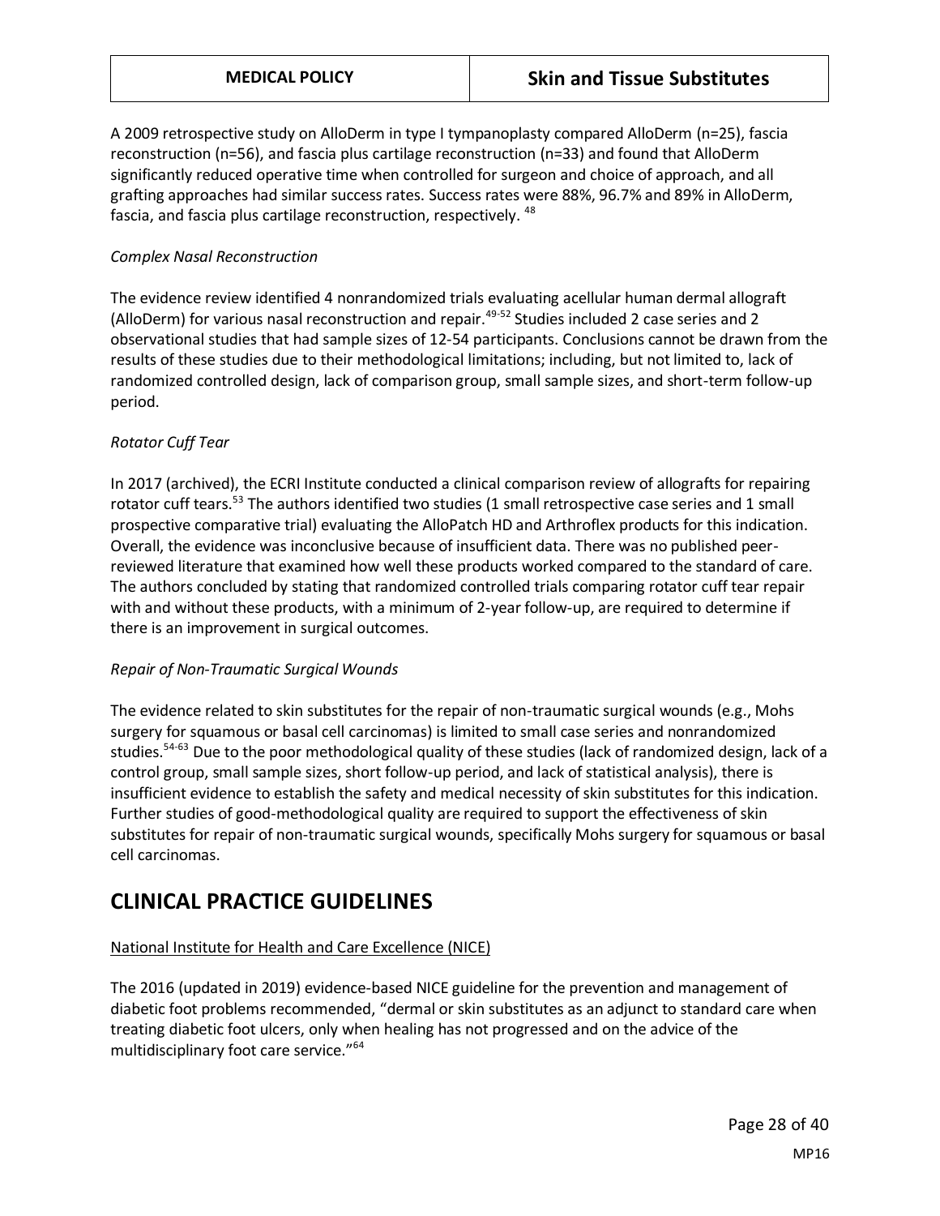A 2009 retrospective study on AlloDerm in type I tympanoplasty compared AlloDerm (n=25), fascia reconstruction (n=56), and fascia plus cartilage reconstruction (n=33) and found that AlloDerm significantly reduced operative time when controlled for surgeon and choice of approach, and all grafting approaches had similar success rates. Success rates were 88%, 96.7% and 89% in AlloDerm, fascia, and fascia plus cartilage reconstruction, respectively. [48]

*Complex Nasal Reconstruction*

The evidence review identified 4 nonrandomized trials evaluating acellular human dermal allograft (AlloDerm) for various nasal reconstruction and repair.[49-52] Studies included 2 case series and 2 observational studies that had sample sizes of 12-54 participants. Conclusions cannot be drawn from the results of these studies due to their methodological limitations; including, but not limited to, lack of randomized controlled design, lack of comparison group, small sample sizes, and short-term follow-up period.

*Rotator Cuff Tear*

In 2017 (archived), the ECRI Institute conducted a clinical comparison review of allografts for repairing rotator cuff tears.[53] The authors identified two studies (1 small retrospective case series and 1 small prospective comparative trial) evaluating the AlloPatch HD and Arthroflex products for this indication. Overall, the evidence was inconclusive because of insufficient data. There was no published peer-reviewed literature that examined how well these products worked compared to the standard of care. The authors concluded by stating that randomized controlled trials comparing rotator cuff tear repair with and without these products, with a minimum of 2-year follow-up, are required to determine if there is an improvement in surgical outcomes.

*Repair of Non-Traumatic Surgical Wounds*

The evidence related to skin substitutes for the repair of non-traumatic surgical wounds (e.g., Mohs surgery for squamous or basal cell carcinomas) is limited to small case series and nonrandomized studies.[54-63] Due to the poor methodological quality of these studies (lack of randomized design, lack of a control group, small sample sizes, short follow-up period, and lack of statistical analysis), there is insufficient evidence to establish the safety and medical necessity of skin substitutes for this indication. Further studies of good-methodological quality are required to support the effectiveness of skin substitutes for repair of non-traumatic surgical wounds, specifically Mohs surgery for squamous or basal cell carcinomas.

# CLINICAL PRACTICE GUIDELINES

National Institute for Health and Care Excellence (NICE)

The 2016 (updated in 2019) evidence-based NICE guideline for the prevention and management of diabetic foot problems recommended, "dermal or skin substitutes as an adjunct to standard care when treating diabetic foot ulcers, only when healing has not progressed and on the advice of the multidisciplinary foot care service."[64]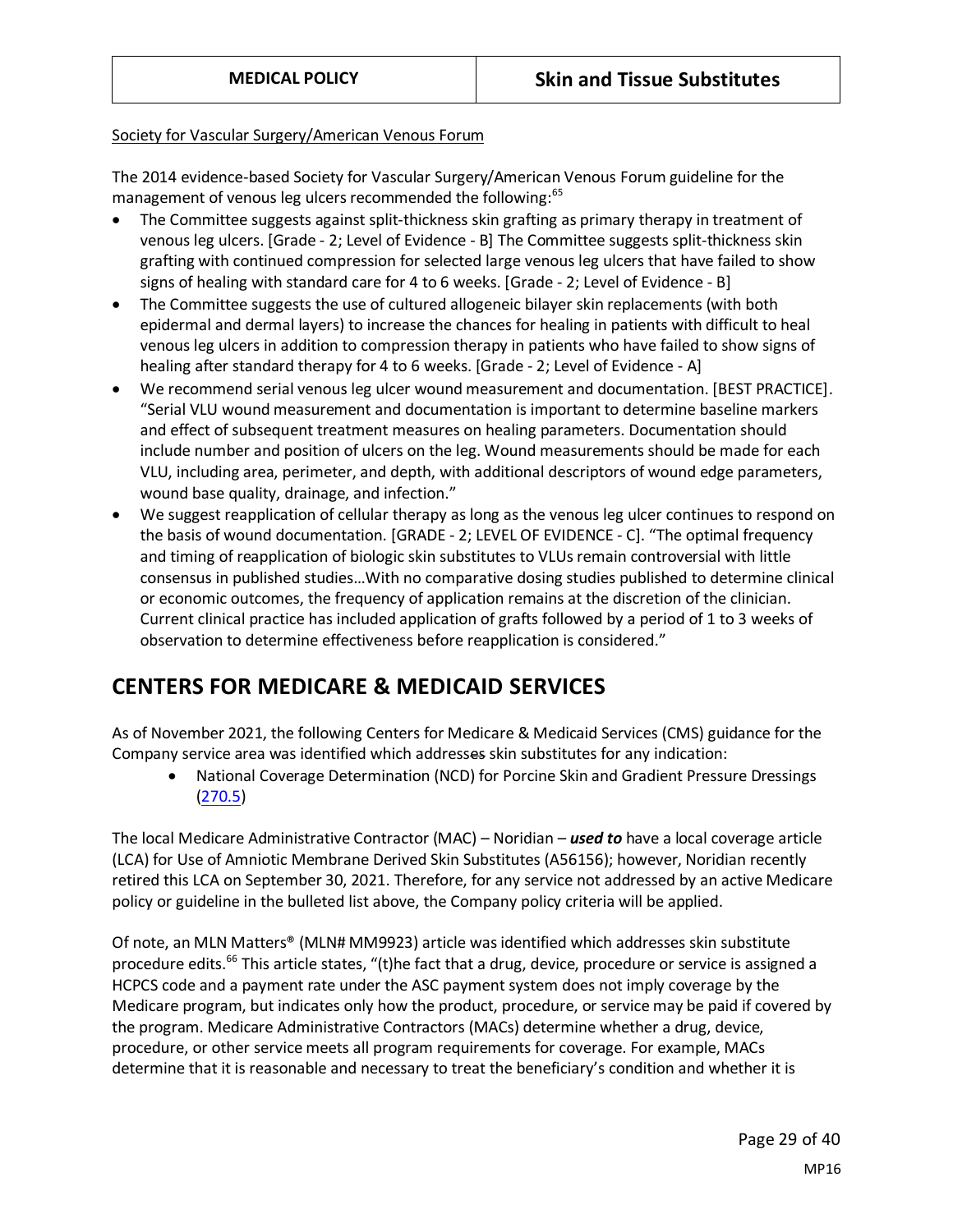Society for Vascular Surgery/American Venous Forum

The 2014 evidence-based Society for Vascular Surgery/American Venous Forum guideline for the management of venous leg ulcers recommended the following:[65]

- The Committee suggests against split-thickness skin grafting as primary therapy in treatment of venous leg ulcers. [Grade - 2; Level of Evidence - B] The Committee suggests split-thickness skin grafting with continued compression for selected large venous leg ulcers that have failed to show signs of healing with standard care for 4 to 6 weeks. [Grade - 2; Level of Evidence - B]
- The Committee suggests the use of cultured allogeneic bilayer skin replacements (with both epidermal and dermal layers) to increase the chances for healing in patients with difficult to heal venous leg ulcers in addition to compression therapy in patients who have failed to show signs of healing after standard therapy for 4 to 6 weeks. [Grade - 2; Level of Evidence - A]
- We recommend serial venous leg ulcer wound measurement and documentation. [BEST PRACTICE]. "Serial VLU wound measurement and documentation is important to determine baseline markers and effect of subsequent treatment measures on healing parameters. Documentation should include number and position of ulcers on the leg. Wound measurements should be made for each VLU, including area, perimeter, and depth, with additional descriptors of wound edge parameters, wound base quality, drainage, and infection."
- We suggest reapplication of cellular therapy as long as the venous leg ulcer continues to respond on the basis of wound documentation. [GRADE - 2; LEVEL OF EVIDENCE - C]. "The optimal frequency and timing of reapplication of biologic skin substitutes to VLUs remain controversial with little consensus in published studies…With no comparative dosing studies published to determine clinical or economic outcomes, the frequency of application remains at the discretion of the clinician. Current clinical practice has included application of grafts followed by a period of 1 to 3 weeks of observation to determine effectiveness before reapplication is considered."

# CENTERS FOR MEDICARE & MEDICAID SERVICES

As of November 2021, the following Centers for Medicare & Medicaid Services (CMS) guidance for the Company service area was identified which addresses skin substitutes for any indication:

- National Coverage Determination (NCD) for Porcine Skin and Gradient Pressure Dressings (270.5)

The local Medicare Administrative Contractor (MAC) – Noridian – ***used to*** have a local coverage article (LCA) for Use of Amniotic Membrane Derived Skin Substitutes (A56156); however, Noridian recently retired this LCA on September 30, 2021. Therefore, for any service not addressed by an active Medicare policy or guideline in the bulleted list above, the Company policy criteria will be applied.

Of note, an MLN Matters® (MLN# MM9923) article was identified which addresses skin substitute procedure edits.[66] This article states, "(t)he fact that a drug, device, procedure or service is assigned a HCPCS code and a payment rate under the ASC payment system does not imply coverage by the Medicare program, but indicates only how the product, procedure, or service may be paid if covered by the program. Medicare Administrative Contractors (MACs) determine whether a drug, device, procedure, or other service meets all program requirements for coverage. For example, MACs determine that it is reasonable and necessary to treat the beneficiary's condition and whether it is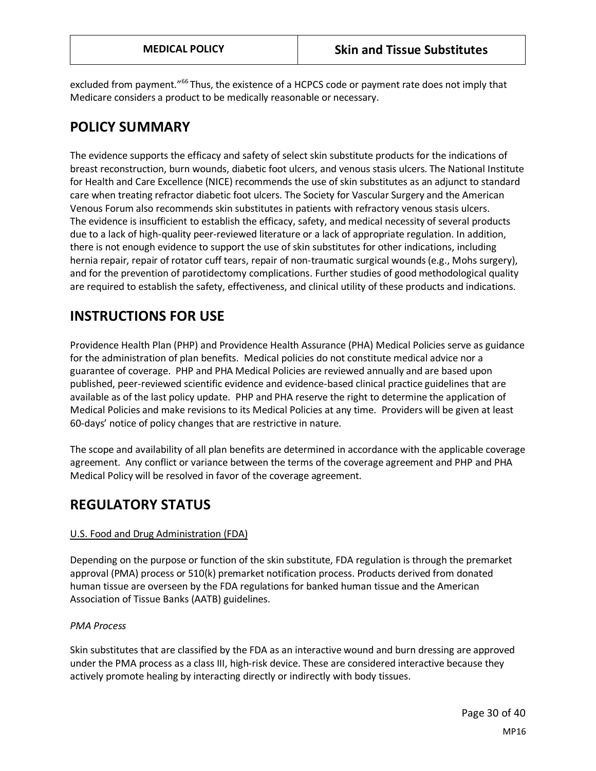excluded from payment."[66] Thus, the existence of a HCPCS code or payment rate does not imply that Medicare considers a product to be medically reasonable or necessary.

## POLICY SUMMARY

The evidence supports the efficacy and safety of select skin substitute products for the indications of breast reconstruction, burn wounds, diabetic foot ulcers, and venous stasis ulcers. The National Institute for Health and Care Excellence (NICE) recommends the use of skin substitutes as an adjunct to standard care when treating refractor diabetic foot ulcers. The Society for Vascular Surgery and the American Venous Forum also recommends skin substitutes in patients with refractory venous stasis ulcers. The evidence is insufficient to establish the efficacy, safety, and medical necessity of several products due to a lack of high-quality peer-reviewed literature or a lack of appropriate regulation. In addition, there is not enough evidence to support the use of skin substitutes for other indications, including hernia repair, repair of rotator cuff tears, repair of non-traumatic surgical wounds (e.g., Mohs surgery), and for the prevention of parotidectomy complications. Further studies of good methodological quality are required to establish the safety, effectiveness, and clinical utility of these products and indications.

## INSTRUCTIONS FOR USE

Providence Health Plan (PHP) and Providence Health Assurance (PHA) Medical Policies serve as guidance for the administration of plan benefits. Medical policies do not constitute medical advice nor a guarantee of coverage. PHP and PHA Medical Policies are reviewed annually and are based upon published, peer-reviewed scientific evidence and evidence-based clinical practice guidelines that are available as of the last policy update. PHP and PHA reserve the right to determine the application of Medical Policies and make revisions to its Medical Policies at any time. Providers will be given at least 60-days' notice of policy changes that are restrictive in nature.

The scope and availability of all plan benefits are determined in accordance with the applicable coverage agreement. Any conflict or variance between the terms of the coverage agreement and PHP and PHA Medical Policy will be resolved in favor of the coverage agreement.

## REGULATORY STATUS

U.S. Food and Drug Administration (FDA)

Depending on the purpose or function of the skin substitute, FDA regulation is through the premarket approval (PMA) process or 510(k) premarket notification process. Products derived from donated human tissue are overseen by the FDA regulations for banked human tissue and the American Association of Tissue Banks (AATB) guidelines.

*PMA Process*

Skin substitutes that are classified by the FDA as an interactive wound and burn dressing are approved under the PMA process as a class III, high-risk device. These are considered interactive because they actively promote healing by interacting directly or indirectly with body tissues.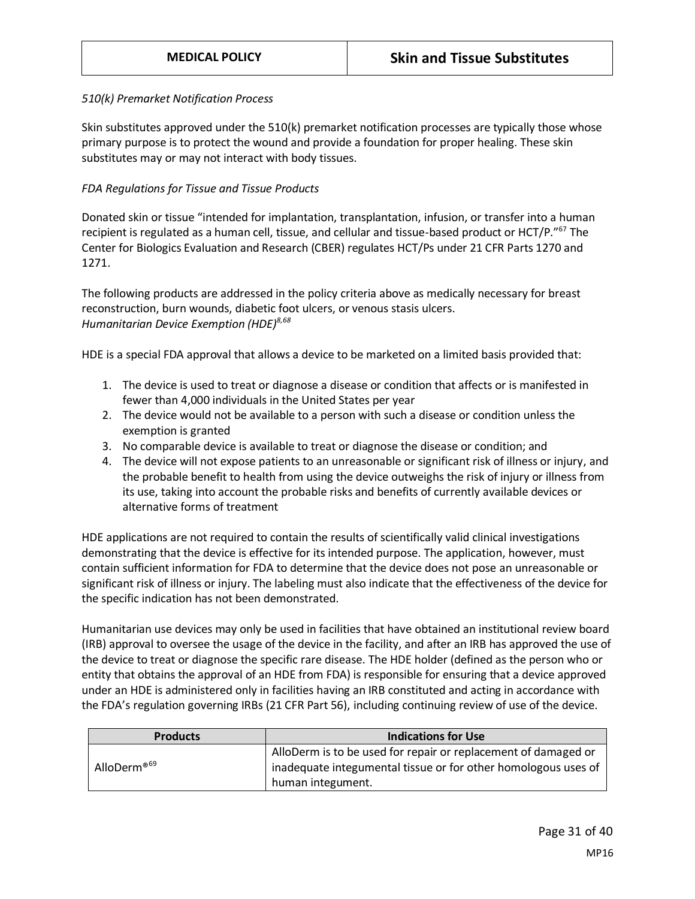*510(k) Premarket Notification Process*

Skin substitutes approved under the 510(k) premarket notification processes are typically those whose primary purpose is to protect the wound and provide a foundation for proper healing. These skin substitutes may or may not interact with body tissues.

*FDA Regulations for Tissue and Tissue Products*

Donated skin or tissue "intended for implantation, transplantation, infusion, or transfer into a human recipient is regulated as a human cell, tissue, and cellular and tissue-based product or HCT/P."[67] The Center for Biologics Evaluation and Research (CBER) regulates HCT/Ps under 21 CFR Parts 1270 and 1271.

The following products are addressed in the policy criteria above as medically necessary for breast reconstruction, burn wounds, diabetic foot ulcers, or venous stasis ulcers.
*Humanitarian Device Exemption (HDE)*[8,68]

HDE is a special FDA approval that allows a device to be marketed on a limited basis provided that:

1. The device is used to treat or diagnose a disease or condition that affects or is manifested in fewer than 4,000 individuals in the United States per year
2. The device would not be available to a person with such a disease or condition unless the exemption is granted
3. No comparable device is available to treat or diagnose the disease or condition; and
4. The device will not expose patients to an unreasonable or significant risk of illness or injury, and the probable benefit to health from using the device outweighs the risk of injury or illness from its use, taking into account the probable risks and benefits of currently available devices or alternative forms of treatment

HDE applications are not required to contain the results of scientifically valid clinical investigations demonstrating that the device is effective for its intended purpose. The application, however, must contain sufficient information for FDA to determine that the device does not pose an unreasonable or significant risk of illness or injury. The labeling must also indicate that the effectiveness of the device for the specific indication has not been demonstrated.

Humanitarian use devices may only be used in facilities that have obtained an institutional review board (IRB) approval to oversee the usage of the device in the facility, and after an IRB has approved the use of the device to treat or diagnose the specific rare disease. The HDE holder (defined as the person who or entity that obtains the approval of an HDE from FDA) is responsible for ensuring that a device approved under an HDE is administered only in facilities having an IRB constituted and acting in accordance with the FDA's regulation governing IRBs (21 CFR Part 56), including continuing review of use of the device.

| Products | Indications for Use |
|---|---|
| AlloDerm®[69] | AlloDerm is to be used for repair or replacement of damaged or inadequate integumental tissue or for other homologous uses of human integument. |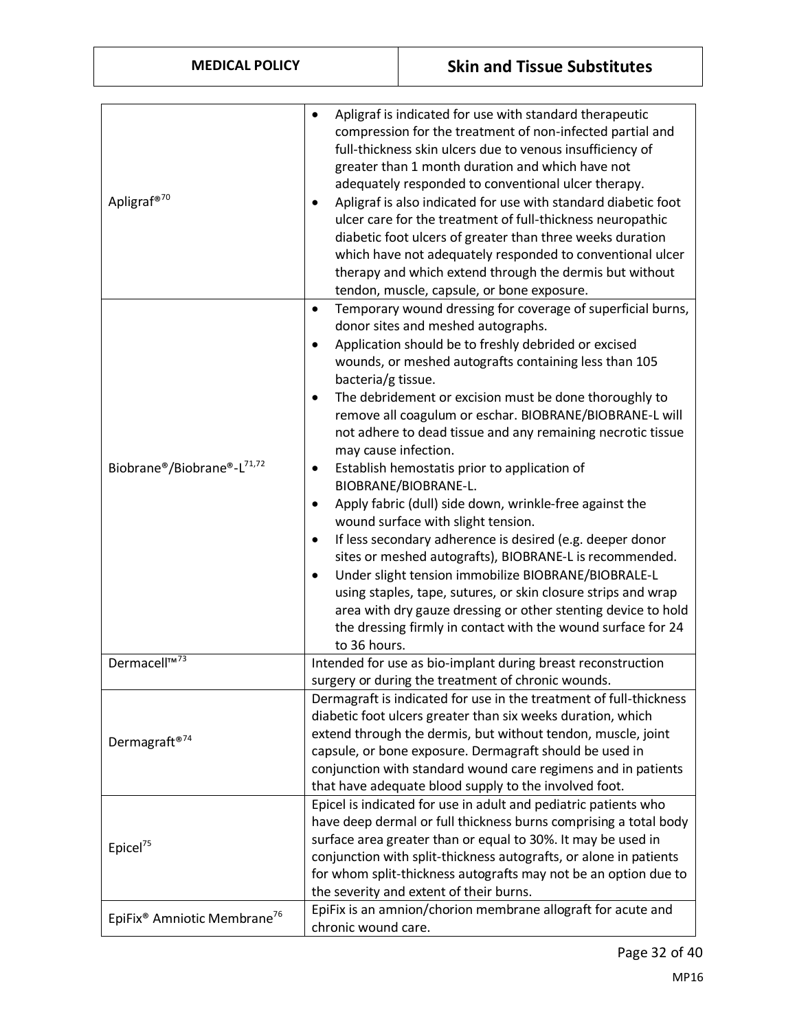| | |
|---|---|
| Apligraf®[70] | • Apligraf is indicated for use with standard therapeutic compression for the treatment of non-infected partial and full-thickness skin ulcers due to venous insufficiency of greater than 1 month duration and which have not adequately responded to conventional ulcer therapy.<br>• Apligraf is also indicated for use with standard diabetic foot ulcer care for the treatment of full-thickness neuropathic diabetic foot ulcers of greater than three weeks duration which have not adequately responded to conventional ulcer therapy and which extend through the dermis but without tendon, muscle, capsule, or bone exposure. |
| Biobrane®/Biobrane®-L[71,72] | • Temporary wound dressing for coverage of superficial burns, donor sites and meshed autographs.<br>• Application should be to freshly debrided or excised wounds, or meshed autografts containing less than 105 bacteria/g tissue.<br>• The debridement or excision must be done thoroughly to remove all coagulum or eschar. BIOBRANE/BIOBRANE-L will not adhere to dead tissue and any remaining necrotic tissue may cause infection.<br>• Establish hemostatis prior to application of BIOBRANE/BIOBRANE-L.<br>• Apply fabric (dull) side down, wrinkle-free against the wound surface with slight tension.<br>• If less secondary adherence is desired (e.g. deeper donor sites or meshed autografts), BIOBRANE-L is recommended.<br>• Under slight tension immobilize BIOBRANE/BIOBRALE-L using staples, tape, sutures, or skin closure strips and wrap area with dry gauze dressing or other stenting device to hold the dressing firmly in contact with the wound surface for 24 to 36 hours. |
| Dermacell™[73] | Intended for use as bio-implant during breast reconstruction surgery or during the treatment of chronic wounds. |
| Dermagraft®[74] | Dermagraft is indicated for use in the treatment of full-thickness diabetic foot ulcers greater than six weeks duration, which extend through the dermis, but without tendon, muscle, joint capsule, or bone exposure. Dermagraft should be used in conjunction with standard wound care regimens and in patients that have adequate blood supply to the involved foot. |
| Epicel[75] | Epicel is indicated for use in adult and pediatric patients who have deep dermal or full thickness burns comprising a total body surface area greater than or equal to 30%. It may be used in conjunction with split-thickness autografts, or alone in patients for whom split-thickness autografts may not be an option due to the severity and extent of their burns. |
| EpiFix® Amniotic Membrane[76] | EpiFix is an amnion/chorion membrane allograft for acute and chronic wound care. |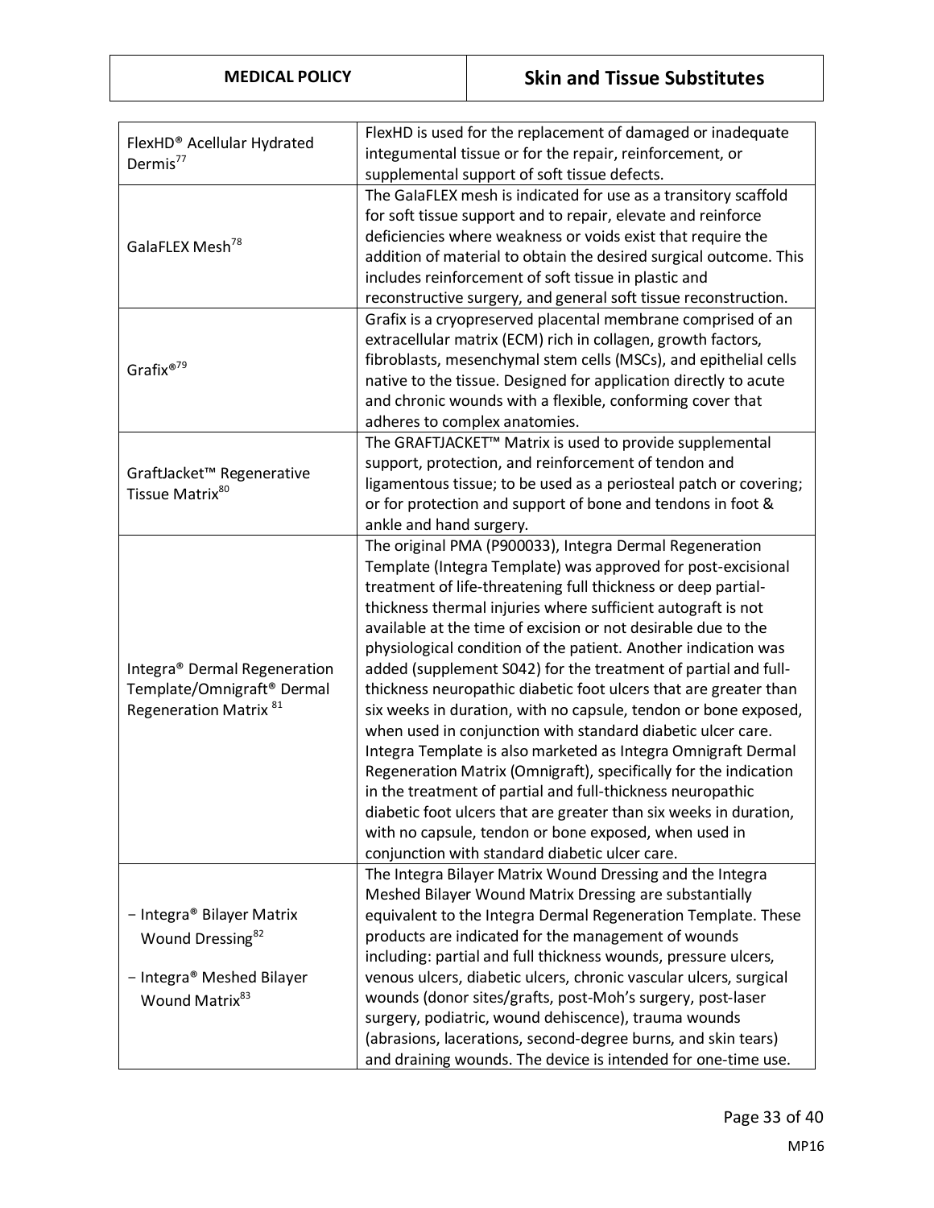| | |
|---|---|
| FlexHD® Acellular Hydrated Dermis[77] | FlexHD is used for the replacement of damaged or inadequate integumental tissue or for the repair, reinforcement, or supplemental support of soft tissue defects. |
| GalaFLEX Mesh[78] | The GalaFLEX mesh is indicated for use as a transitory scaffold for soft tissue support and to repair, elevate and reinforce deficiencies where weakness or voids exist that require the addition of material to obtain the desired surgical outcome. This includes reinforcement of soft tissue in plastic and reconstructive surgery, and general soft tissue reconstruction. |
| Grafix®[79] | Grafix is a cryopreserved placental membrane comprised of an extracellular matrix (ECM) rich in collagen, growth factors, fibroblasts, mesenchymal stem cells (MSCs), and epithelial cells native to the tissue. Designed for application directly to acute and chronic wounds with a flexible, conforming cover that adheres to complex anatomies. |
| GraftJacket™ Regenerative Tissue Matrix[80] | The GRAFTJACKET™ Matrix is used to provide supplemental support, protection, and reinforcement of tendon and ligamentous tissue; to be used as a periosteal patch or covering; or for protection and support of bone and tendons in foot & ankle and hand surgery. |
| Integra® Dermal Regeneration Template/Omnigraft® Dermal Regeneration Matrix [81] | The original PMA (P900033), Integra Dermal Regeneration Template (Integra Template) was approved for post-excisional treatment of life-threatening full thickness or deep partial-thickness thermal injuries where sufficient autograft is not available at the time of excision or not desirable due to the physiological condition of the patient. Another indication was added (supplement S042) for the treatment of partial and full-thickness neuropathic diabetic foot ulcers that are greater than six weeks in duration, with no capsule, tendon or bone exposed, when used in conjunction with standard diabetic ulcer care. Integra Template is also marketed as Integra Omnigraft Dermal Regeneration Matrix (Omnigraft), specifically for the indication in the treatment of partial and full-thickness neuropathic diabetic foot ulcers that are greater than six weeks in duration, with no capsule, tendon or bone exposed, when used in conjunction with standard diabetic ulcer care. |
| - Integra® Bilayer Matrix Wound Dressing[82]<br><br>- Integra® Meshed Bilayer Wound Matrix[83] | The Integra Bilayer Matrix Wound Dressing and the Integra Meshed Bilayer Wound Matrix Dressing are substantially equivalent to the Integra Dermal Regeneration Template. These products are indicated for the management of wounds including: partial and full thickness wounds, pressure ulcers, venous ulcers, diabetic ulcers, chronic vascular ulcers, surgical wounds (donor sites/grafts, post-Moh's surgery, post-laser surgery, podiatric, wound dehiscence), trauma wounds (abrasions, lacerations, second-degree burns, and skin tears) and draining wounds. The device is intended for one-time use. |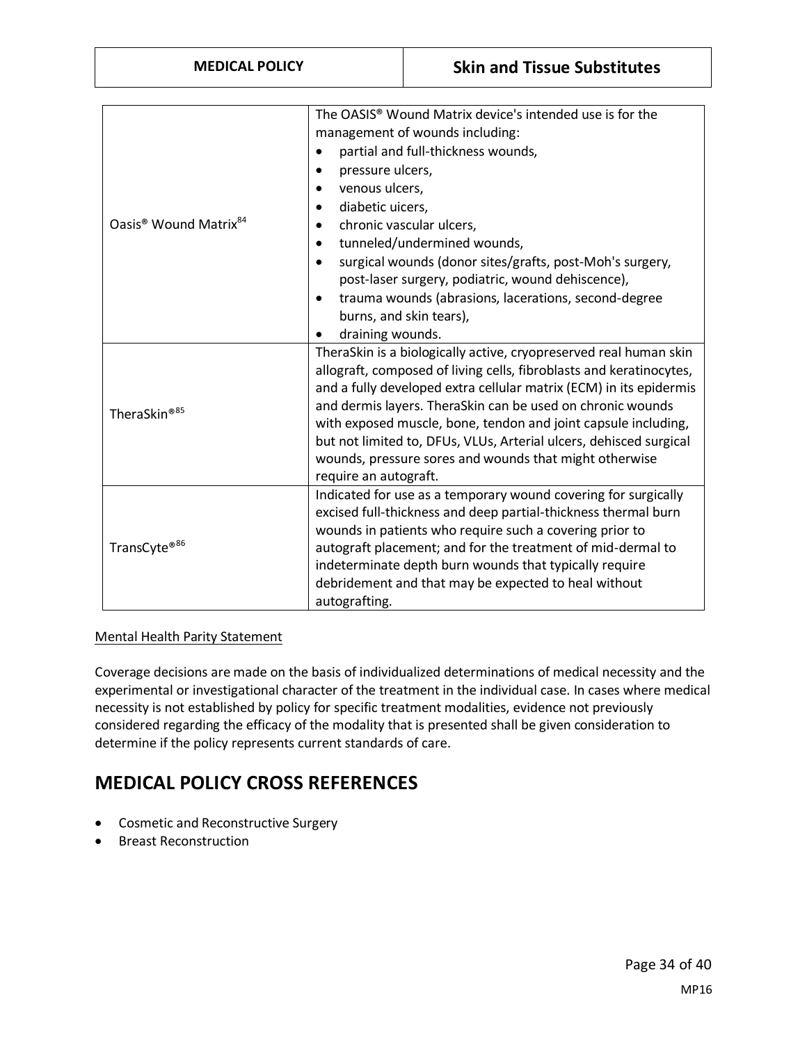| | |
|---|---|
| Oasis® Wound Matrix[84] | The OASIS® Wound Matrix device's intended use is for the management of wounds including:<br>• partial and full-thickness wounds,<br>• pressure ulcers,<br>• venous ulcers,<br>• diabetic uicers,<br>• chronic vascular ulcers,<br>• tunneled/undermined wounds,<br>• surgical wounds (donor sites/grafts, post-Moh's surgery, post-laser surgery, podiatric, wound dehiscence),<br>• trauma wounds (abrasions, lacerations, second-degree burns, and skin tears),<br>• draining wounds. |
| TheraSkin®[85] | TheraSkin is a biologically active, cryopreserved real human skin allograft, composed of living cells, fibroblasts and keratinocytes, and a fully developed extra cellular matrix (ECM) in its epidermis and dermis layers. TheraSkin can be used on chronic wounds with exposed muscle, bone, tendon and joint capsule including, but not limited to, DFUs, VLUs, Arterial ulcers, dehisced surgical wounds, pressure sores and wounds that might otherwise require an autograft. |
| TransCyte®[86] | Indicated for use as a temporary wound covering for surgically excised full-thickness and deep partial-thickness thermal burn wounds in patients who require such a covering prior to autograft placement; and for the treatment of mid-dermal to indeterminate depth burn wounds that typically require debridement and that may be expected to heal without autografting. |

Mental Health Parity Statement

Coverage decisions are made on the basis of individualized determinations of medical necessity and the experimental or investigational character of the treatment in the individual case. In cases where medical necessity is not established by policy for specific treatment modalities, evidence not previously considered regarding the efficacy of the modality that is presented shall be given consideration to determine if the policy represents current standards of care.

# MEDICAL POLICY CROSS REFERENCES

- Cosmetic and Reconstructive Surgery
- Breast Reconstruction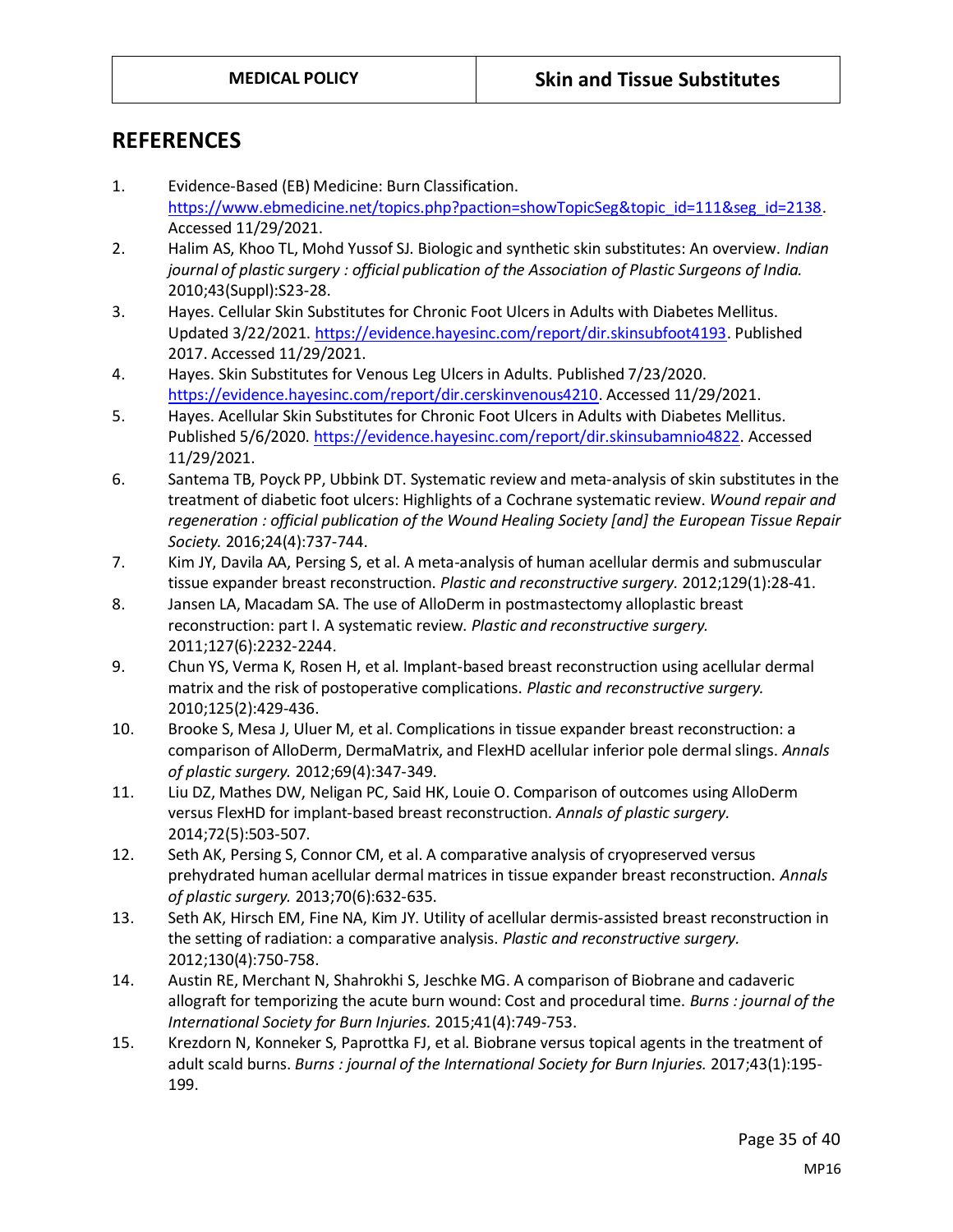## REFERENCES

1. Evidence-Based (EB) Medicine: Burn Classification. https://www.ebmedicine.net/topics.php?paction=showTopicSeg&topic_id=111&seg_id=2138. Accessed 11/29/2021.
2. Halim AS, Khoo TL, Mohd Yussof SJ. Biologic and synthetic skin substitutes: An overview. *Indian journal of plastic surgery : official publication of the Association of Plastic Surgeons of India.* 2010;43(Suppl):S23-28.
3. Hayes. Cellular Skin Substitutes for Chronic Foot Ulcers in Adults with Diabetes Mellitus. Updated 3/22/2021. https://evidence.hayesinc.com/report/dir.skinsubfoot4193. Published 2017. Accessed 11/29/2021.
4. Hayes. Skin Substitutes for Venous Leg Ulcers in Adults. Published 7/23/2020. https://evidence.hayesinc.com/report/dir.cerskinvenous4210. Accessed 11/29/2021.
5. Hayes. Acellular Skin Substitutes for Chronic Foot Ulcers in Adults with Diabetes Mellitus. Published 5/6/2020. https://evidence.hayesinc.com/report/dir.skinsubamnio4822. Accessed 11/29/2021.
6. Santema TB, Poyck PP, Ubbink DT. Systematic review and meta-analysis of skin substitutes in the treatment of diabetic foot ulcers: Highlights of a Cochrane systematic review. *Wound repair and regeneration : official publication of the Wound Healing Society [and] the European Tissue Repair Society.* 2016;24(4):737-744.
7. Kim JY, Davila AA, Persing S, et al. A meta-analysis of human acellular dermis and submuscular tissue expander breast reconstruction. *Plastic and reconstructive surgery.* 2012;129(1):28-41.
8. Jansen LA, Macadam SA. The use of AlloDerm in postmastectomy alloplastic breast reconstruction: part I. A systematic review. *Plastic and reconstructive surgery.* 2011;127(6):2232-2244.
9. Chun YS, Verma K, Rosen H, et al. Implant-based breast reconstruction using acellular dermal matrix and the risk of postoperative complications. *Plastic and reconstructive surgery.* 2010;125(2):429-436.
10. Brooke S, Mesa J, Uluer M, et al. Complications in tissue expander breast reconstruction: a comparison of AlloDerm, DermaMatrix, and FlexHD acellular inferior pole dermal slings. *Annals of plastic surgery.* 2012;69(4):347-349.
11. Liu DZ, Mathes DW, Neligan PC, Said HK, Louie O. Comparison of outcomes using AlloDerm versus FlexHD for implant-based breast reconstruction. *Annals of plastic surgery.* 2014;72(5):503-507.
12. Seth AK, Persing S, Connor CM, et al. A comparative analysis of cryopreserved versus prehydrated human acellular dermal matrices in tissue expander breast reconstruction. *Annals of plastic surgery.* 2013;70(6):632-635.
13. Seth AK, Hirsch EM, Fine NA, Kim JY. Utility of acellular dermis-assisted breast reconstruction in the setting of radiation: a comparative analysis. *Plastic and reconstructive surgery.* 2012;130(4):750-758.
14. Austin RE, Merchant N, Shahrokhi S, Jeschke MG. A comparison of Biobrane and cadaveric allograft for temporizing the acute burn wound: Cost and procedural time. *Burns : journal of the International Society for Burn Injuries.* 2015;41(4):749-753.
15. Krezdorn N, Konneker S, Paprottka FJ, et al. Biobrane versus topical agents in the treatment of adult scald burns. *Burns : journal of the International Society for Burn Injuries.* 2017;43(1):195-199.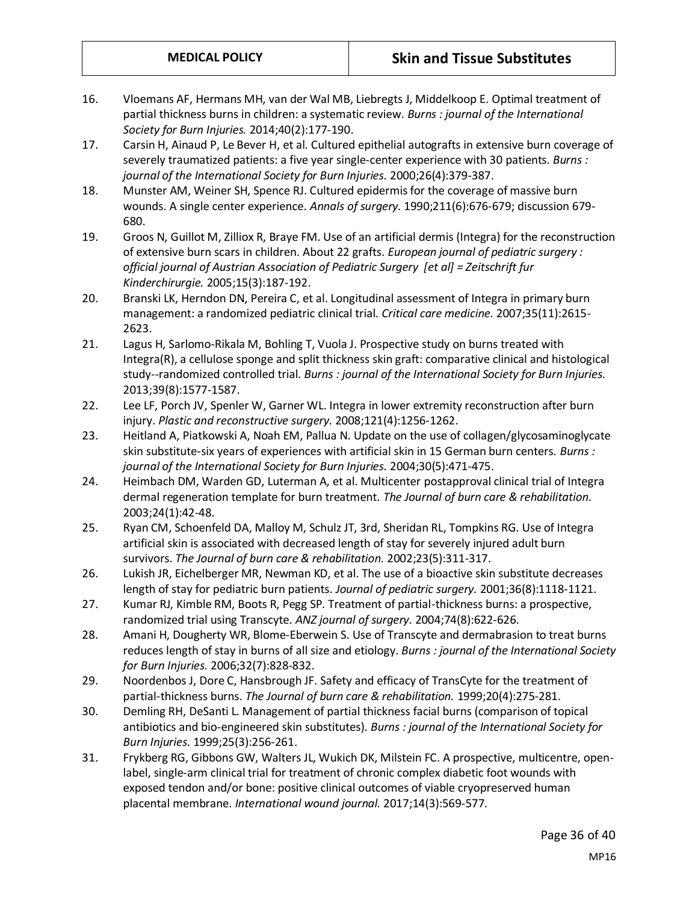16. Vloemans AF, Hermans MH, van der Wal MB, Liebregts J, Middelkoop E. Optimal treatment of partial thickness burns in children: a systematic review. *Burns : journal of the International Society for Burn Injuries.* 2014;40(2):177-190.
17. Carsin H, Ainaud P, Le Bever H, et al. Cultured epithelial autografts in extensive burn coverage of severely traumatized patients: a five year single-center experience with 30 patients. *Burns : journal of the International Society for Burn Injuries.* 2000;26(4):379-387.
18. Munster AM, Weiner SH, Spence RJ. Cultured epidermis for the coverage of massive burn wounds. A single center experience. *Annals of surgery.* 1990;211(6):676-679; discussion 679-680.
19. Groos N, Guillot M, Zilliox R, Braye FM. Use of an artificial dermis (Integra) for the reconstruction of extensive burn scars in children. About 22 grafts. *European journal of pediatric surgery : official journal of Austrian Association of Pediatric Surgery [et al] = Zeitschrift fur Kinderchirurgie.* 2005;15(3):187-192.
20. Branski LK, Herndon DN, Pereira C, et al. Longitudinal assessment of Integra in primary burn management: a randomized pediatric clinical trial. *Critical care medicine.* 2007;35(11):2615-2623.
21. Lagus H, Sarlomo-Rikala M, Bohling T, Vuola J. Prospective study on burns treated with Integra(R), a cellulose sponge and split thickness skin graft: comparative clinical and histological study--randomized controlled trial. *Burns : journal of the International Society for Burn Injuries.* 2013;39(8):1577-1587.
22. Lee LF, Porch JV, Spenler W, Garner WL. Integra in lower extremity reconstruction after burn injury. *Plastic and reconstructive surgery.* 2008;121(4):1256-1262.
23. Heitland A, Piatkowski A, Noah EM, Pallua N. Update on the use of collagen/glycosaminoglycate skin substitute-six years of experiences with artificial skin in 15 German burn centers. *Burns : journal of the International Society for Burn Injuries.* 2004;30(5):471-475.
24. Heimbach DM, Warden GD, Luterman A, et al. Multicenter postapproval clinical trial of Integra dermal regeneration template for burn treatment. *The Journal of burn care & rehabilitation.* 2003;24(1):42-48.
25. Ryan CM, Schoenfeld DA, Malloy M, Schulz JT, 3rd, Sheridan RL, Tompkins RG. Use of Integra artificial skin is associated with decreased length of stay for severely injured adult burn survivors. *The Journal of burn care & rehabilitation.* 2002;23(5):311-317.
26. Lukish JR, Eichelberger MR, Newman KD, et al. The use of a bioactive skin substitute decreases length of stay for pediatric burn patients. *Journal of pediatric surgery.* 2001;36(8):1118-1121.
27. Kumar RJ, Kimble RM, Boots R, Pegg SP. Treatment of partial-thickness burns: a prospective, randomized trial using Transcyte. *ANZ journal of surgery.* 2004;74(8):622-626.
28. Amani H, Dougherty WR, Blome-Eberwein S. Use of Transcyte and dermabrasion to treat burns reduces length of stay in burns of all size and etiology. *Burns : journal of the International Society for Burn Injuries.* 2006;32(7):828-832.
29. Noordenbos J, Dore C, Hansbrough JF. Safety and efficacy of TransCyte for the treatment of partial-thickness burns. *The Journal of burn care & rehabilitation.* 1999;20(4):275-281.
30. Demling RH, DeSanti L. Management of partial thickness facial burns (comparison of topical antibiotics and bio-engineered skin substitutes). *Burns : journal of the International Society for Burn Injuries.* 1999;25(3):256-261.
31. Frykberg RG, Gibbons GW, Walters JL, Wukich DK, Milstein FC. A prospective, multicentre, open-label, single-arm clinical trial for treatment of chronic complex diabetic foot wounds with exposed tendon and/or bone: positive clinical outcomes of viable cryopreserved human placental membrane. *International wound journal.* 2017;14(3):569-577.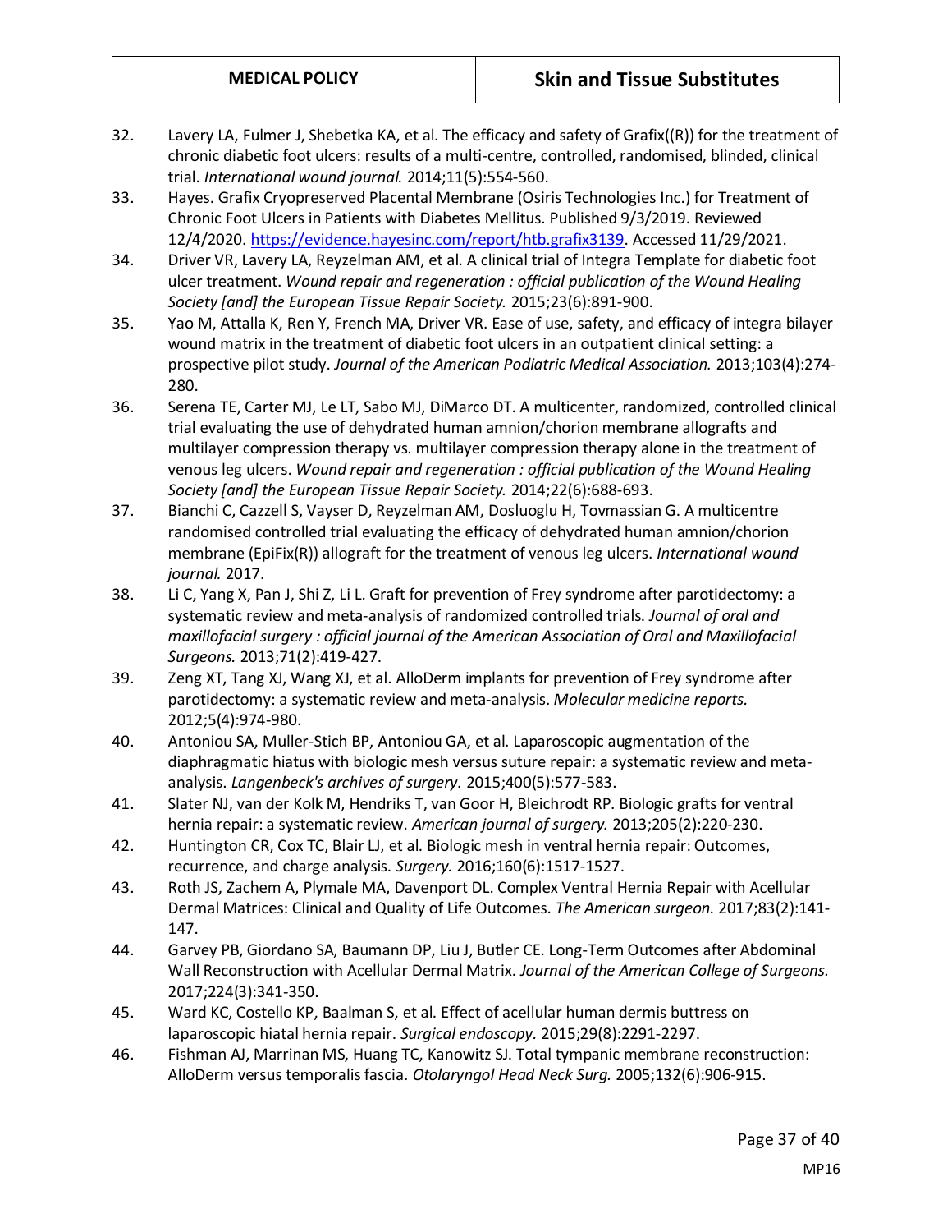32. Lavery LA, Fulmer J, Shebetka KA, et al. The efficacy and safety of Grafix((R)) for the treatment of chronic diabetic foot ulcers: results of a multi-centre, controlled, randomised, blinded, clinical trial. *International wound journal.* 2014;11(5):554-560.
33. Hayes. Grafix Cryopreserved Placental Membrane (Osiris Technologies Inc.) for Treatment of Chronic Foot Ulcers in Patients with Diabetes Mellitus. Published 9/3/2019. Reviewed 12/4/2020. https://evidence.hayesinc.com/report/htb.grafix3139. Accessed 11/29/2021.
34. Driver VR, Lavery LA, Reyzelman AM, et al. A clinical trial of Integra Template for diabetic foot ulcer treatment. *Wound repair and regeneration : official publication of the Wound Healing Society [and] the European Tissue Repair Society.* 2015;23(6):891-900.
35. Yao M, Attalla K, Ren Y, French MA, Driver VR. Ease of use, safety, and efficacy of integra bilayer wound matrix in the treatment of diabetic foot ulcers in an outpatient clinical setting: a prospective pilot study. *Journal of the American Podiatric Medical Association.* 2013;103(4):274-280.
36. Serena TE, Carter MJ, Le LT, Sabo MJ, DiMarco DT. A multicenter, randomized, controlled clinical trial evaluating the use of dehydrated human amnion/chorion membrane allografts and multilayer compression therapy vs. multilayer compression therapy alone in the treatment of venous leg ulcers. *Wound repair and regeneration : official publication of the Wound Healing Society [and] the European Tissue Repair Society.* 2014;22(6):688-693.
37. Bianchi C, Cazzell S, Vayser D, Reyzelman AM, Dosluoglu H, Tovmassian G. A multicentre randomised controlled trial evaluating the efficacy of dehydrated human amnion/chorion membrane (EpiFix(R)) allograft for the treatment of venous leg ulcers. *International wound journal.* 2017.
38. Li C, Yang X, Pan J, Shi Z, Li L. Graft for prevention of Frey syndrome after parotidectomy: a systematic review and meta-analysis of randomized controlled trials. *Journal of oral and maxillofacial surgery : official journal of the American Association of Oral and Maxillofacial Surgeons.* 2013;71(2):419-427.
39. Zeng XT, Tang XJ, Wang XJ, et al. AlloDerm implants for prevention of Frey syndrome after parotidectomy: a systematic review and meta-analysis. *Molecular medicine reports.* 2012;5(4):974-980.
40. Antoniou SA, Muller-Stich BP, Antoniou GA, et al. Laparoscopic augmentation of the diaphragmatic hiatus with biologic mesh versus suture repair: a systematic review and meta-analysis. *Langenbeck's archives of surgery.* 2015;400(5):577-583.
41. Slater NJ, van der Kolk M, Hendriks T, van Goor H, Bleichrodt RP. Biologic grafts for ventral hernia repair: a systematic review. *American journal of surgery.* 2013;205(2):220-230.
42. Huntington CR, Cox TC, Blair LJ, et al. Biologic mesh in ventral hernia repair: Outcomes, recurrence, and charge analysis. *Surgery.* 2016;160(6):1517-1527.
43. Roth JS, Zachem A, Plymale MA, Davenport DL. Complex Ventral Hernia Repair with Acellular Dermal Matrices: Clinical and Quality of Life Outcomes. *The American surgeon.* 2017;83(2):141-147.
44. Garvey PB, Giordano SA, Baumann DP, Liu J, Butler CE. Long-Term Outcomes after Abdominal Wall Reconstruction with Acellular Dermal Matrix. *Journal of the American College of Surgeons.* 2017;224(3):341-350.
45. Ward KC, Costello KP, Baalman S, et al. Effect of acellular human dermis buttress on laparoscopic hiatal hernia repair. *Surgical endoscopy.* 2015;29(8):2291-2297.
46. Fishman AJ, Marrinan MS, Huang TC, Kanowitz SJ. Total tympanic membrane reconstruction: AlloDerm versus temporalis fascia. *Otolaryngol Head Neck Surg.* 2005;132(6):906-915.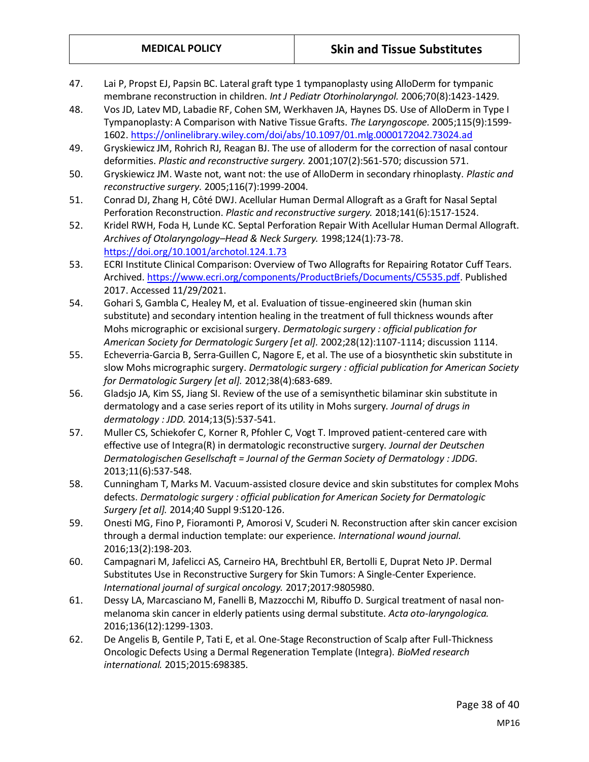47. Lai P, Propst EJ, Papsin BC. Lateral graft type 1 tympanoplasty using AlloDerm for tympanic membrane reconstruction in children. *Int J Pediatr Otorhinolaryngol.* 2006;70(8):1423-1429.
48. Vos JD, Latev MD, Labadie RF, Cohen SM, Werkhaven JA, Haynes DS. Use of AlloDerm in Type I Tympanoplasty: A Comparison with Native Tissue Grafts. *The Laryngoscope.* 2005;115(9):1599-1602. https://onlinelibrary.wiley.com/doi/abs/10.1097/01.mlg.0000172042.73024.ad
49. Gryskiewicz JM, Rohrich RJ, Reagan BJ. The use of alloderm for the correction of nasal contour deformities. *Plastic and reconstructive surgery.* 2001;107(2):561-570; discussion 571.
50. Gryskiewicz JM. Waste not, want not: the use of AlloDerm in secondary rhinoplasty. *Plastic and reconstructive surgery.* 2005;116(7):1999-2004.
51. Conrad DJ, Zhang H, Côté DWJ. Acellular Human Dermal Allograft as a Graft for Nasal Septal Perforation Reconstruction. *Plastic and reconstructive surgery.* 2018;141(6):1517-1524.
52. Kridel RWH, Foda H, Lunde KC. Septal Perforation Repair With Acellular Human Dermal Allograft. *Archives of Otolaryngology–Head & Neck Surgery.* 1998;124(1):73-78. https://doi.org/10.1001/archotol.124.1.73
53. ECRI Institute Clinical Comparison: Overview of Two Allografts for Repairing Rotator Cuff Tears. Archived. https://www.ecri.org/components/ProductBriefs/Documents/C5535.pdf. Published 2017. Accessed 11/29/2021.
54. Gohari S, Gambla C, Healey M, et al. Evaluation of tissue-engineered skin (human skin substitute) and secondary intention healing in the treatment of full thickness wounds after Mohs micrographic or excisional surgery. *Dermatologic surgery : official publication for American Society for Dermatologic Surgery [et al].* 2002;28(12):1107-1114; discussion 1114.
55. Echeverria-Garcia B, Serra-Guillen C, Nagore E, et al. The use of a biosynthetic skin substitute in slow Mohs micrographic surgery. *Dermatologic surgery : official publication for American Society for Dermatologic Surgery [et al].* 2012;38(4):683-689.
56. Gladsjo JA, Kim SS, Jiang SI. Review of the use of a semisynthetic bilaminar skin substitute in dermatology and a case series report of its utility in Mohs surgery. *Journal of drugs in dermatology : JDD.* 2014;13(5):537-541.
57. Muller CS, Schiekofer C, Korner R, Pfohler C, Vogt T. Improved patient-centered care with effective use of Integra(R) in dermatologic reconstructive surgery. *Journal der Deutschen Dermatologischen Gesellschaft = Journal of the German Society of Dermatology : JDDG.* 2013;11(6):537-548.
58. Cunningham T, Marks M. Vacuum-assisted closure device and skin substitutes for complex Mohs defects. *Dermatologic surgery : official publication for American Society for Dermatologic Surgery [et al].* 2014;40 Suppl 9:S120-126.
59. Onesti MG, Fino P, Fioramonti P, Amorosi V, Scuderi N. Reconstruction after skin cancer excision through a dermal induction template: our experience. *International wound journal.* 2016;13(2):198-203.
60. Campagnari M, Jafelicci AS, Carneiro HA, Brechtbuhl ER, Bertolli E, Duprat Neto JP. Dermal Substitutes Use in Reconstructive Surgery for Skin Tumors: A Single-Center Experience. *International journal of surgical oncology.* 2017;2017:9805980.
61. Dessy LA, Marcasciano M, Fanelli B, Mazzocchi M, Ribuffo D. Surgical treatment of nasal non-melanoma skin cancer in elderly patients using dermal substitute. *Acta oto-laryngologica.* 2016;136(12):1299-1303.
62. De Angelis B, Gentile P, Tati E, et al. One-Stage Reconstruction of Scalp after Full-Thickness Oncologic Defects Using a Dermal Regeneration Template (Integra). *BioMed research international.* 2015;2015:698385.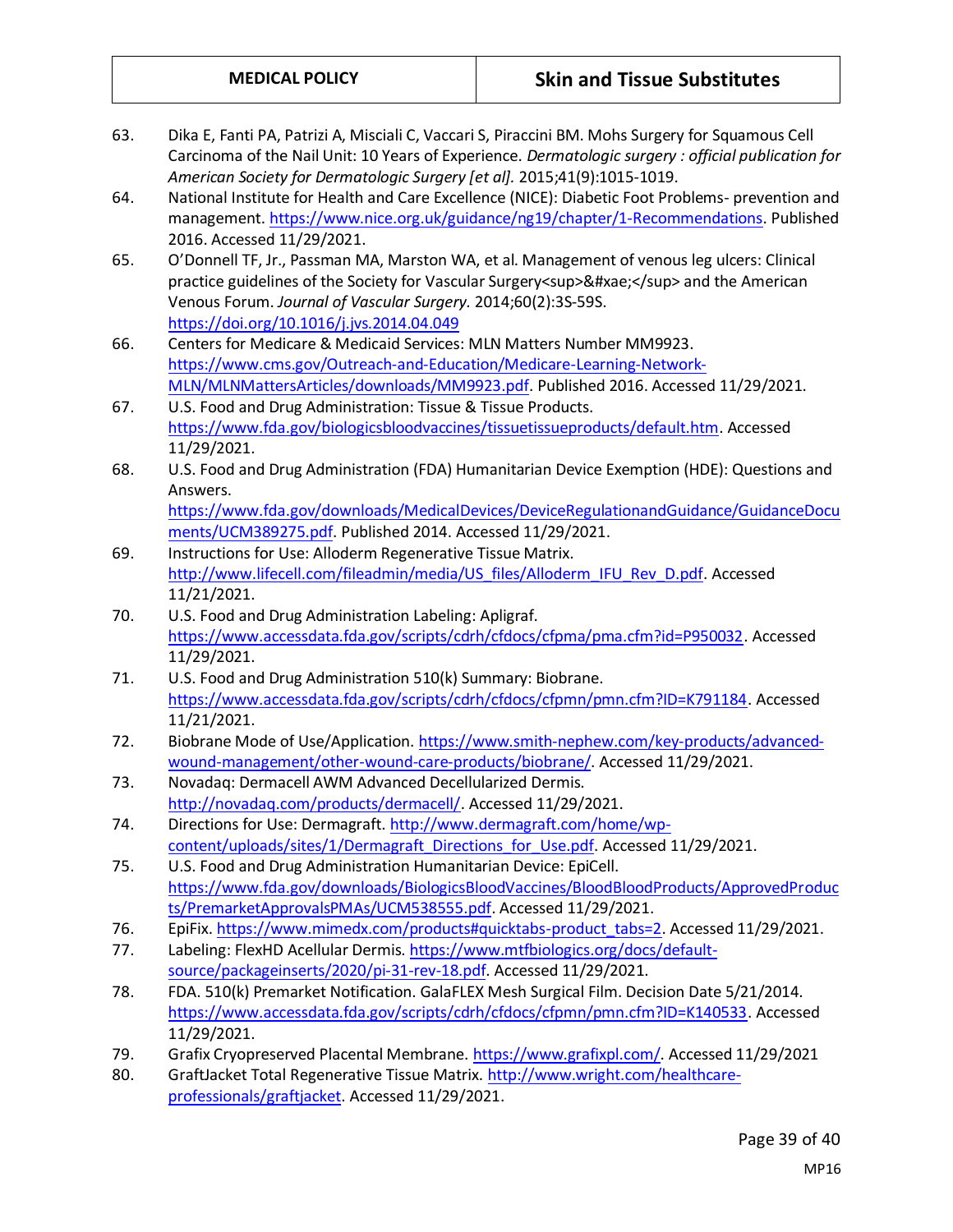63. Dika E, Fanti PA, Patrizi A, Misciali C, Vaccari S, Piraccini BM. Mohs Surgery for Squamous Cell Carcinoma of the Nail Unit: 10 Years of Experience. *Dermatologic surgery : official publication for American Society for Dermatologic Surgery [et al].* 2015;41(9):1015-1019.
64. National Institute for Health and Care Excellence (NICE): Diabetic Foot Problems- prevention and management. https://www.nice.org.uk/guidance/ng19/chapter/1-Recommendations. Published 2016. Accessed 11/29/2021.
65. O'Donnell TF, Jr., Passman MA, Marston WA, et al. Management of venous leg ulcers: Clinical practice guidelines of the Society for Vascular Surgery<sup>&#xae;</sup> and the American Venous Forum. *Journal of Vascular Surgery.* 2014;60(2):3S-59S. https://doi.org/10.1016/j.jvs.2014.04.049
66. Centers for Medicare & Medicaid Services: MLN Matters Number MM9923. https://www.cms.gov/Outreach-and-Education/Medicare-Learning-Network-MLN/MLNMattersArticles/downloads/MM9923.pdf. Published 2016. Accessed 11/29/2021.
67. U.S. Food and Drug Administration: Tissue & Tissue Products. https://www.fda.gov/biologicsbloodvaccines/tissuetissueproducts/default.htm. Accessed 11/29/2021.
68. U.S. Food and Drug Administration (FDA) Humanitarian Device Exemption (HDE): Questions and Answers. https://www.fda.gov/downloads/MedicalDevices/DeviceRegulationandGuidance/GuidanceDocuments/UCM389275.pdf. Published 2014. Accessed 11/29/2021.
69. Instructions for Use: Alloderm Regenerative Tissue Matrix. http://www.lifecell.com/fileadmin/media/US_files/Alloderm_IFU_Rev_D.pdf. Accessed 11/21/2021.
70. U.S. Food and Drug Administration Labeling: Apligraf. https://www.accessdata.fda.gov/scripts/cdrh/cfdocs/cfpma/pma.cfm?id=P950032. Accessed 11/29/2021.
71. U.S. Food and Drug Administration 510(k) Summary: Biobrane. https://www.accessdata.fda.gov/scripts/cdrh/cfdocs/cfpmn/pmn.cfm?ID=K791184. Accessed 11/21/2021.
72. Biobrane Mode of Use/Application. https://www.smith-nephew.com/key-products/advanced-wound-management/other-wound-care-products/biobrane/. Accessed 11/29/2021.
73. Novadaq: Dermacell AWM Advanced Decellularized Dermis. http://novadaq.com/products/dermacell/. Accessed 11/29/2021.
74. Directions for Use: Dermagraft. http://www.dermagraft.com/home/wp-content/uploads/sites/1/Dermagraft_Directions_for_Use.pdf. Accessed 11/29/2021.
75. U.S. Food and Drug Administration Humanitarian Device: EpiCell. https://www.fda.gov/downloads/BiologicsBloodVaccines/BloodBloodProducts/ApprovedProducts/PremarketApprovalsPMAs/UCM538555.pdf. Accessed 11/29/2021.
76. EpiFix. https://www.mimedx.com/products#quicktabs-product_tabs=2. Accessed 11/29/2021.
77. Labeling: FlexHD Acellular Dermis. https://www.mtfbiologics.org/docs/default-source/packageinserts/2020/pi-31-rev-18.pdf. Accessed 11/29/2021.
78. FDA. 510(k) Premarket Notification. GalaFLEX Mesh Surgical Film. Decision Date 5/21/2014. https://www.accessdata.fda.gov/scripts/cdrh/cfdocs/cfpmn/pmn.cfm?ID=K140533. Accessed 11/29/2021.
79. Grafix Cryopreserved Placental Membrane. https://www.grafixpl.com/. Accessed 11/29/2021
80. GraftJacket Total Regenerative Tissue Matrix. http://www.wright.com/healthcare-professionals/graftjacket. Accessed 11/29/2021.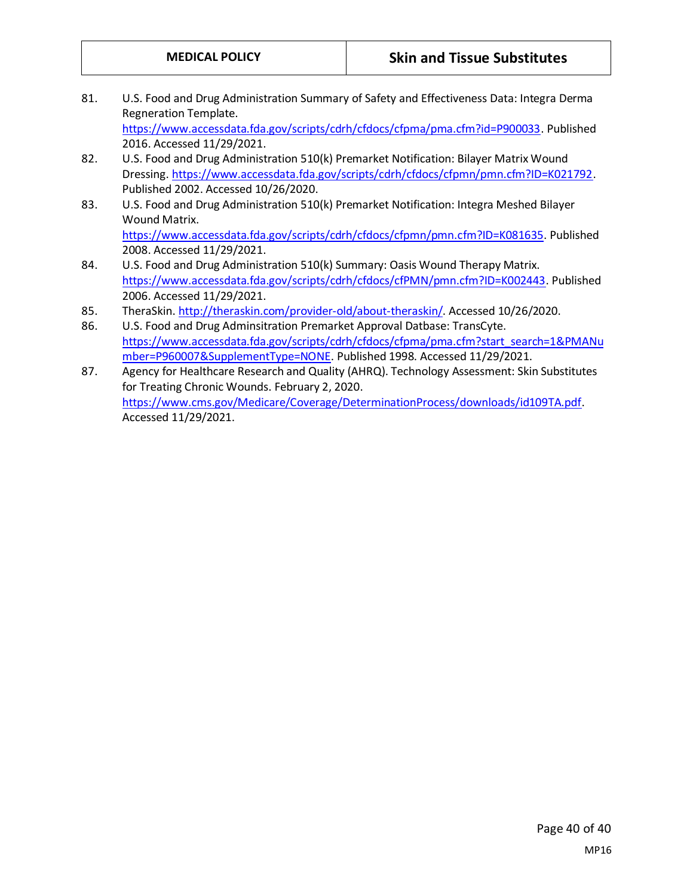81. U.S. Food and Drug Administration Summary of Safety and Effectiveness Data: Integra Derma Regneration Template. https://www.accessdata.fda.gov/scripts/cdrh/cfdocs/cfpma/pma.cfm?id=P900033. Published 2016. Accessed 11/29/2021.
82. U.S. Food and Drug Administration 510(k) Premarket Notification: Bilayer Matrix Wound Dressing. https://www.accessdata.fda.gov/scripts/cdrh/cfdocs/cfpmn/pmn.cfm?ID=K021792. Published 2002. Accessed 10/26/2020.
83. U.S. Food and Drug Administration 510(k) Premarket Notification: Integra Meshed Bilayer Wound Matrix. https://www.accessdata.fda.gov/scripts/cdrh/cfdocs/cfpmn/pmn.cfm?ID=K081635. Published 2008. Accessed 11/29/2021.
84. U.S. Food and Drug Administration 510(k) Summary: Oasis Wound Therapy Matrix. https://www.accessdata.fda.gov/scripts/cdrh/cfdocs/cfPMN/pmn.cfm?ID=K002443. Published 2006. Accessed 11/29/2021.
85. TheraSkin. http://theraskin.com/provider-old/about-theraskin/. Accessed 10/26/2020.
86. U.S. Food and Drug Adminsitration Premarket Approval Datbase: TransCyte. https://www.accessdata.fda.gov/scripts/cdrh/cfdocs/cfpma/pma.cfm?start_search=1&PMANumber=P960007&SupplementType=NONE. Published 1998. Accessed 11/29/2021.
87. Agency for Healthcare Research and Quality (AHRQ). Technology Assessment: Skin Substitutes for Treating Chronic Wounds. February 2, 2020. https://www.cms.gov/Medicare/Coverage/DeterminationProcess/downloads/id109TA.pdf. Accessed 11/29/2021.